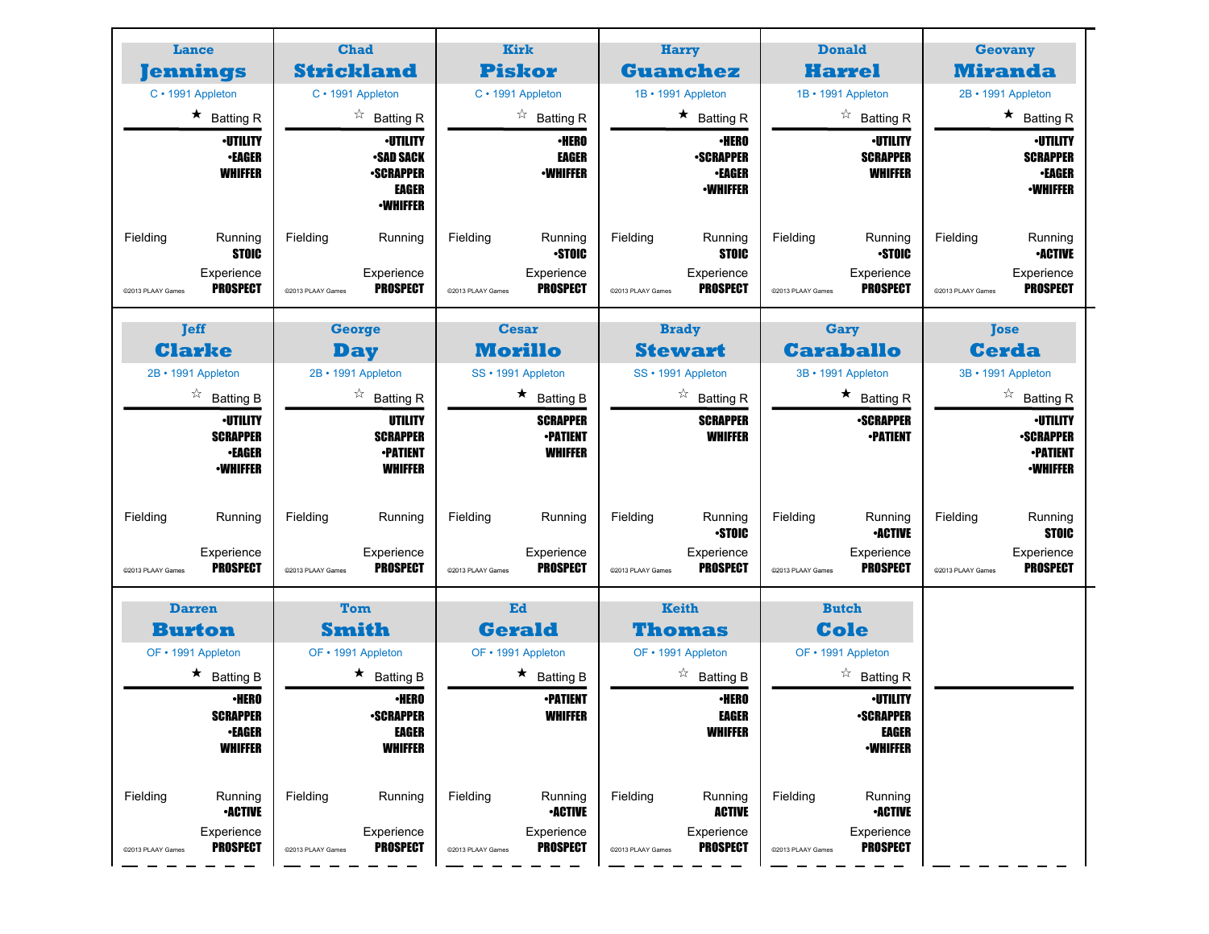## Lance Jennings
C • 1991 Appleton

★ Batting R

•UTILITY
•EAGER
WHIFFER

Fielding

Running
STOIC

Experience
PROSPECT

©2013 PLAAY Games

## Chad Strickland
C • 1991 Appleton

☆ Batting R

•UTILITY
•SAD SACK
•SCRAPPER
EAGER
•WHIFFER

Fielding

Running

Experience
PROSPECT

©2013 PLAAY Games

## Kirk Piskor
C • 1991 Appleton

☆ Batting R

•HERO
EAGER
•WHIFFER

Fielding

Running
•STOIC

Experience
PROSPECT

©2013 PLAAY Games

## Harry Guanchez
1B • 1991 Appleton

★ Batting R

•HERO
•SCRAPPER
•EAGER
•WHIFFER

Fielding

Running
STOIC

Experience
PROSPECT

©2013 PLAAY Games

## Donald Harrel
1B • 1991 Appleton

☆ Batting R

•UTILITY
SCRAPPER
WHIFFER

Fielding

Running
•STOIC

Experience
PROSPECT

©2013 PLAAY Games

## Geovany Miranda
2B • 1991 Appleton

★ Batting R

•UTILITY
SCRAPPER
•EAGER
•WHIFFER

Fielding

Running
•ACTIVE

Experience
PROSPECT

©2013 PLAAY Games

## Jeff Clarke
2B • 1991 Appleton

☆ Batting B

•UTILITY
SCRAPPER
•EAGER
•WHIFFER

Fielding

Running

Experience
PROSPECT

©2013 PLAAY Games

## George Day
2B • 1991 Appleton

☆ Batting R

UTILITY
SCRAPPER
•PATIENT
WHIFFER

Fielding

Running

Experience
PROSPECT

©2013 PLAAY Games

## Cesar Morillo
SS • 1991 Appleton

★ Batting B

SCRAPPER
•PATIENT
WHIFFER

Fielding

Running

Experience
PROSPECT

©2013 PLAAY Games

## Brady Stewart
SS • 1991 Appleton

☆ Batting R

SCRAPPER
WHIFFER

Fielding

Running
•STOIC

Experience
PROSPECT

©2013 PLAAY Games

## Gary Caraballo
3B • 1991 Appleton

★ Batting R

•SCRAPPER
•PATIENT

Fielding

Running
•ACTIVE

Experience
PROSPECT

©2013 PLAAY Games

## Jose Cerda
3B • 1991 Appleton

☆ Batting R

•UTILITY
•SCRAPPER
•PATIENT
•WHIFFER

Fielding

Running
STOIC

Experience
PROSPECT

©2013 PLAAY Games

## Darren Burton
OF • 1991 Appleton

★ Batting B

•HERO
SCRAPPER
•EAGER
WHIFFER

Fielding

Running
•ACTIVE

Experience
PROSPECT

©2013 PLAAY Games

## Tom Smith
OF • 1991 Appleton

★ Batting B

•HERO
•SCRAPPER
EAGER
WHIFFER

Fielding

Running

Experience
PROSPECT

©2013 PLAAY Games

## Ed Gerald
OF • 1991 Appleton

★ Batting B

•PATIENT
WHIFFER

Fielding

Running
•ACTIVE

Experience
PROSPECT

©2013 PLAAY Games

## Keith Thomas
OF • 1991 Appleton

☆ Batting B

•HERO
EAGER
WHIFFER

Fielding

Running
ACTIVE

Experience
PROSPECT

©2013 PLAAY Games

## Butch Cole
OF • 1991 Appleton

☆ Batting R

•UTILITY
•SCRAPPER
EAGER
•WHIFFER

Fielding

Running
•ACTIVE

Experience
PROSPECT

©2013 PLAAY Games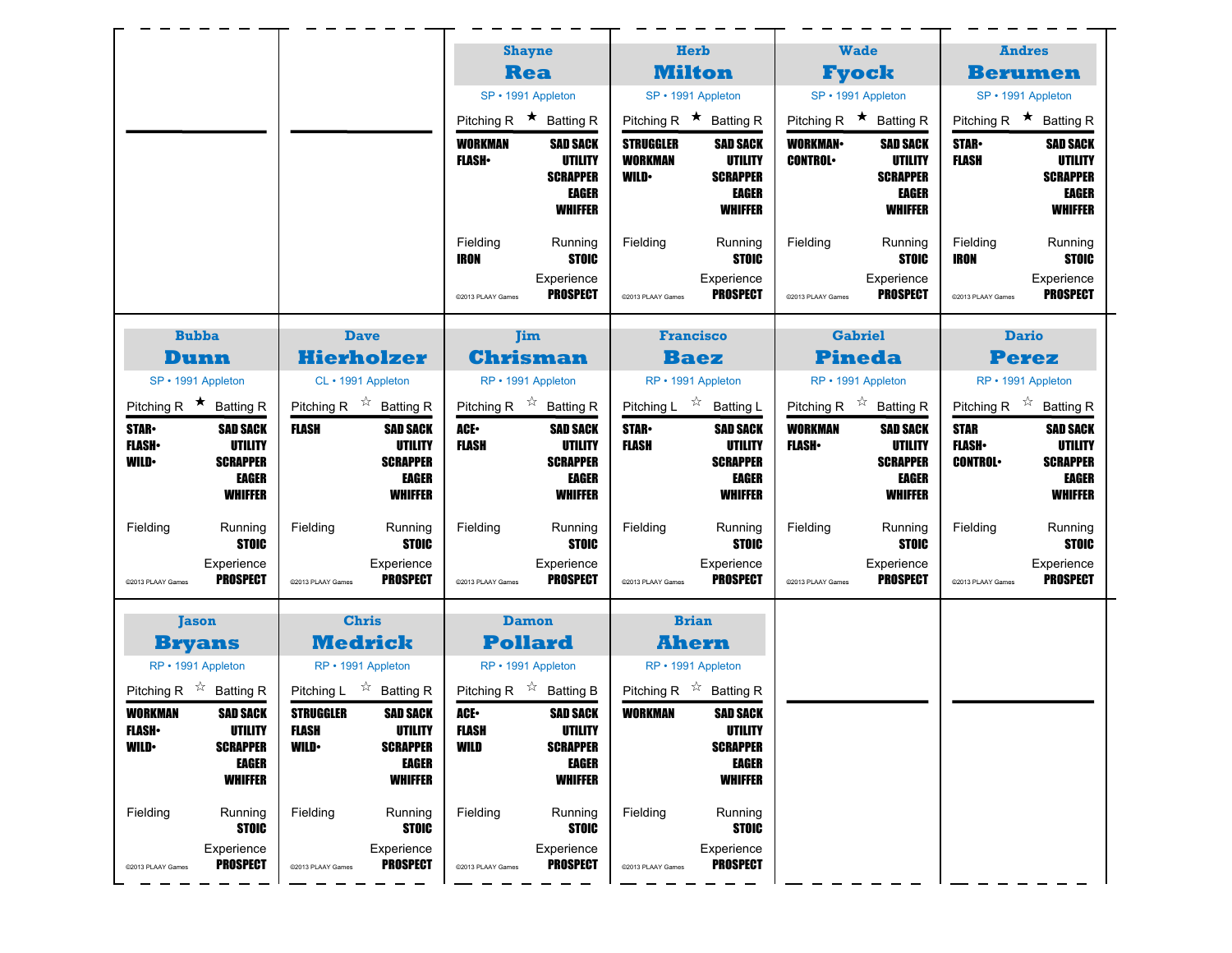## Shayne Rea

SP • 1991 Appleton

Pitching R ★ Batting R

| Pitching | Batting |
|---|---|
| WORKMAN | SAD SACK |
| FLASH• | UTILITY |
| | SCRAPPER |
| | EAGER |
| | WHIFFER |

Fielding: IRON
Running: STOIC
Experience: PROSPECT

©2013 PLAAY Games

## Herb Milton

SP • 1991 Appleton

Pitching R ★ Batting R

| Pitching | Batting |
|---|---|
| STRUGGLER | SAD SACK |
| WORKMAN | UTILITY |
| WILD• | SCRAPPER |
| | EAGER |
| | WHIFFER |

Fielding:
Running: STOIC
Experience: PROSPECT

©2013 PLAAY Games

## Wade Fyock

SP • 1991 Appleton

Pitching R ★ Batting R

| Pitching | Batting |
|---|---|
| WORKMAN• | SAD SACK |
| CONTROL• | UTILITY |
| | SCRAPPER |
| | EAGER |
| | WHIFFER |

Fielding:
Running: STOIC
Experience: PROSPECT

©2013 PLAAY Games

## Andres Berumen

SP • 1991 Appleton

Pitching R ★ Batting R

| Pitching | Batting |
|---|---|
| STAR• | SAD SACK |
| FLASH | UTILITY |
| | SCRAPPER |
| | EAGER |
| | WHIFFER |

Fielding: IRON
Running: STOIC
Experience: PROSPECT

©2013 PLAAY Games

## Bubba Dunn

SP • 1991 Appleton

Pitching R ★ Batting R

| Pitching | Batting |
|---|---|
| STAR• | SAD SACK |
| FLASH• | UTILITY |
| WILD• | SCRAPPER |
| | EAGER |
| | WHIFFER |

Fielding:
Running: STOIC
Experience: PROSPECT

©2013 PLAAY Games

## Dave Hierholzer

CL • 1991 Appleton

Pitching R ☆ Batting R

| Pitching | Batting |
|---|---|
| FLASH | SAD SACK |
| | UTILITY |
| | SCRAPPER |
| | EAGER |
| | WHIFFER |

Fielding:
Running: STOIC
Experience: PROSPECT

©2013 PLAAY Games

## Jim Chrisman

RP • 1991 Appleton

Pitching R ☆ Batting R

| Pitching | Batting |
|---|---|
| ACE• | SAD SACK |
| FLASH | UTILITY |
| | SCRAPPER |
| | EAGER |
| | WHIFFER |

Fielding:
Running: STOIC
Experience: PROSPECT

©2013 PLAAY Games

## Francisco Baez

RP • 1991 Appleton

Pitching L ☆ Batting L

| Pitching | Batting |
|---|---|
| STAR• | SAD SACK |
| FLASH | UTILITY |
| | SCRAPPER |
| | EAGER |
| | WHIFFER |

Fielding:
Running: STOIC
Experience: PROSPECT

©2013 PLAAY Games

## Gabriel Pineda

RP • 1991 Appleton

Pitching R ☆ Batting R

| Pitching | Batting |
|---|---|
| WORKMAN | SAD SACK |
| FLASH• | UTILITY |
| | SCRAPPER |
| | EAGER |
| | WHIFFER |

Fielding:
Running: STOIC
Experience: PROSPECT

©2013 PLAAY Games

## Dario Perez

RP • 1991 Appleton

Pitching R ☆ Batting R

| Pitching | Batting |
|---|---|
| STAR | SAD SACK |
| FLASH• | UTILITY |
| CONTROL• | SCRAPPER |
| | EAGER |
| | WHIFFER |

Fielding:
Running: STOIC
Experience: PROSPECT

©2013 PLAAY Games

## Jason Bryans

RP • 1991 Appleton

Pitching R ☆ Batting R

| Pitching | Batting |
|---|---|
| WORKMAN | SAD SACK |
| FLASH• | UTILITY |
| WILD• | SCRAPPER |
| | EAGER |
| | WHIFFER |

Fielding:
Running: STOIC
Experience: PROSPECT

©2013 PLAAY Games

## Chris Medrick

RP • 1991 Appleton

Pitching L ☆ Batting R

| Pitching | Batting |
|---|---|
| STRUGGLER | SAD SACK |
| FLASH | UTILITY |
| WILD• | SCRAPPER |
| | EAGER |
| | WHIFFER |

Fielding:
Running: STOIC
Experience: PROSPECT

©2013 PLAAY Games

## Damon Pollard

RP • 1991 Appleton

Pitching R ☆ Batting B

| Pitching | Batting |
|---|---|
| ACE• | SAD SACK |
| FLASH | UTILITY |
| WILD | SCRAPPER |
| | EAGER |
| | WHIFFER |

Fielding:
Running: STOIC
Experience: PROSPECT

©2013 PLAAY Games

## Brian Ahern

RP • 1991 Appleton

Pitching R ☆ Batting R

| Pitching | Batting |
|---|---|
| WORKMAN | SAD SACK |
| | UTILITY |
| | SCRAPPER |
| | EAGER |
| | WHIFFER |

Fielding:
Running: STOIC
Experience: PROSPECT

©2013 PLAAY Games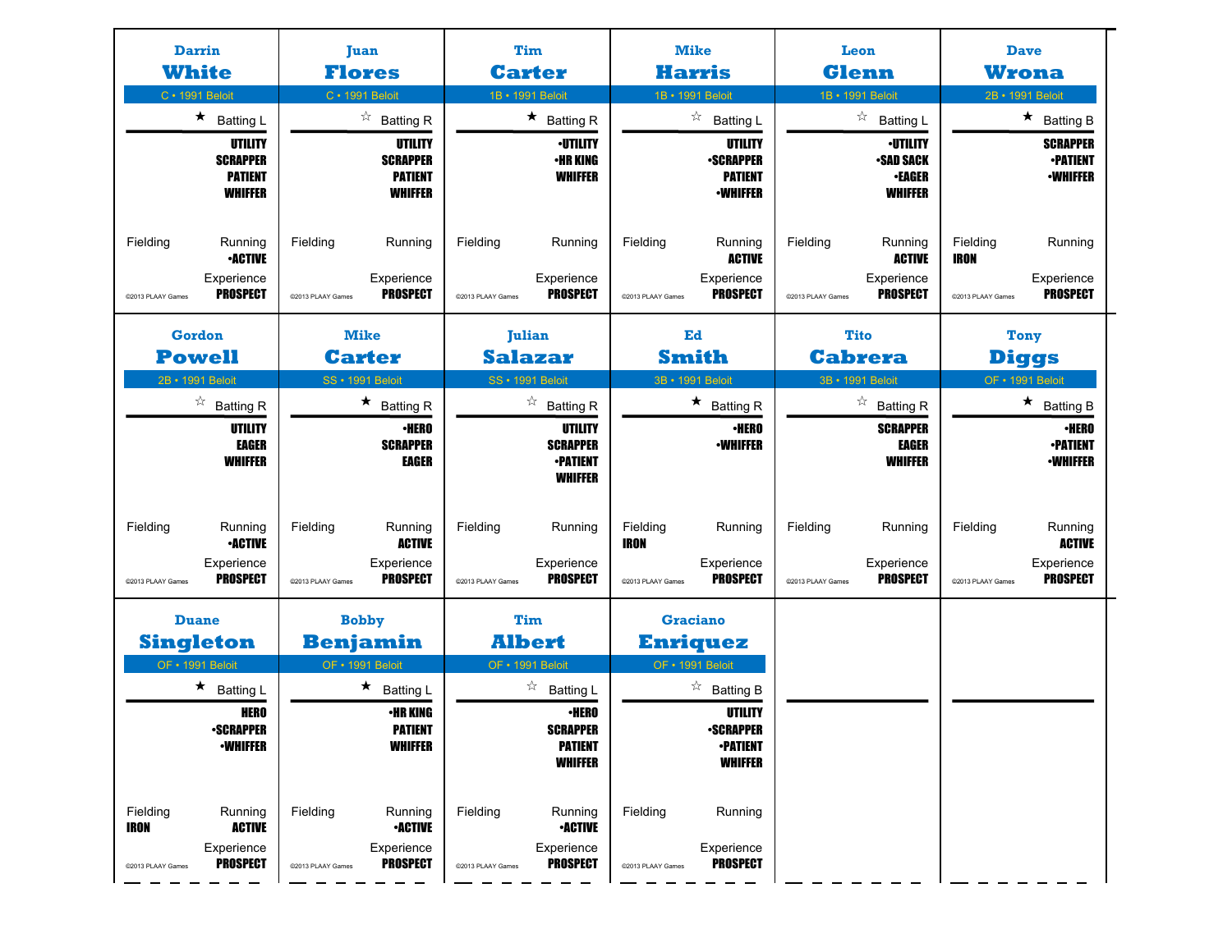## Darrin White
C • 1991 Beloit

★ Batting L

UTILITY
SCRAPPER
PATIENT
WHIFFER

Fielding | Running •ACTIVE

Experience PROSPECT

©2013 PLAAY Games

## Juan Flores
C • 1991 Beloit

☆ Batting R

UTILITY
SCRAPPER
PATIENT
WHIFFER

Fielding | Running

Experience PROSPECT

©2013 PLAAY Games

## Tim Carter
1B • 1991 Beloit

★ Batting R

•UTILITY
•HR KING
WHIFFER

Fielding | Running

Experience PROSPECT

©2013 PLAAY Games

## Mike Harris
1B • 1991 Beloit

☆ Batting L

UTILITY
•SCRAPPER
PATIENT
•WHIFFER

Fielding | Running ACTIVE

Experience PROSPECT

©2013 PLAAY Games

## Leon Glenn
1B • 1991 Beloit

☆ Batting L

•UTILITY
•SAD SACK
•EAGER
WHIFFER

Fielding | Running ACTIVE

Experience PROSPECT

©2013 PLAAY Games

## Dave Wrona
2B • 1991 Beloit

★ Batting B

SCRAPPER
•PATIENT
•WHIFFER

Fielding IRON | Running

Experience PROSPECT

©2013 PLAAY Games

## Gordon Powell
2B • 1991 Beloit

☆ Batting R

UTILITY
EAGER
WHIFFER

Fielding | Running •ACTIVE

Experience PROSPECT

©2013 PLAAY Games

## Mike Carter
SS • 1991 Beloit

★ Batting R

•HERO
SCRAPPER
EAGER

Fielding | Running ACTIVE

Experience PROSPECT

©2013 PLAAY Games

## Julian Salazar
SS • 1991 Beloit

☆ Batting R

UTILITY
SCRAPPER
•PATIENT
WHIFFER

Fielding | Running

Experience PROSPECT

©2013 PLAAY Games

## Ed Smith
3B • 1991 Beloit

★ Batting R

•HERO
•WHIFFER

Fielding IRON | Running

Experience PROSPECT

©2013 PLAAY Games

## Tito Cabrera
3B • 1991 Beloit

☆ Batting R

SCRAPPER
EAGER
WHIFFER

Fielding | Running

Experience PROSPECT

©2013 PLAAY Games

## Tony Diggs
OF • 1991 Beloit

★ Batting B

•HERO
•PATIENT
•WHIFFER

Fielding | Running ACTIVE

Experience PROSPECT

©2013 PLAAY Games

## Duane Singleton
OF • 1991 Beloit

★ Batting L

HERO
•SCRAPPER
•WHIFFER

Fielding IRON | Running ACTIVE

Experience PROSPECT

©2013 PLAAY Games

## Bobby Benjamin
OF • 1991 Beloit

★ Batting L

•HR KING
PATIENT
WHIFFER

Fielding | Running •ACTIVE

Experience PROSPECT

©2013 PLAAY Games

## Tim Albert
OF • 1991 Beloit

☆ Batting L

•HERO
SCRAPPER
PATIENT
WHIFFER

Fielding | Running •ACTIVE

Experience PROSPECT

©2013 PLAAY Games

## Graciano Enriquez
OF • 1991 Beloit

☆ Batting B

UTILITY
•SCRAPPER
•PATIENT
WHIFFER

Fielding | Running

Experience PROSPECT

©2013 PLAAY Games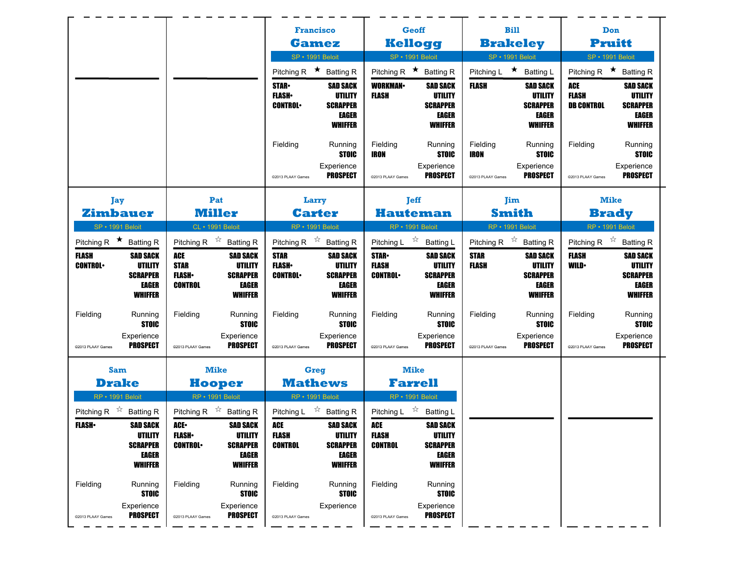## Francisco Gamez

SP • 1991 Beloit

Pitching R ★ Batting R

**STAR•** **FLASH•** **CONTROL•**

**SAD SACK** **UTILITY** **SCRAPPER** **EAGER** **WHIFFER**

Fielding

Running **STOIC**

Experience **PROSPECT**

©2013 PLAAY Games

## Geoff Kellogg

SP • 1991 Beloit

Pitching R ★ Batting R

**WORKMAN•** **FLASH**

**SAD SACK** **UTILITY** **SCRAPPER** **EAGER** **WHIFFER**

Fielding **IRON**

Running **STOIC**

Experience **PROSPECT**

©2013 PLAAY Games

## Bill Brakeley

SP • 1991 Beloit

Pitching L ★ Batting L

**FLASH**

**SAD SACK** **UTILITY** **SCRAPPER** **EAGER** **WHIFFER**

Fielding **IRON**

Running **STOIC**

Experience **PROSPECT**

©2013 PLAAY Games

## Don Pruitt

SP • 1991 Beloit

Pitching R ★ Batting R

**ACE** **FLASH** **DB CONTROL**

**SAD SACK** **UTILITY** **SCRAPPER** **EAGER** **WHIFFER**

Fielding

Running **STOIC**

Experience **PROSPECT**

©2013 PLAAY Games

## Jay Zimbauer

SP • 1991 Beloit

Pitching R ★ Batting R

**FLASH** **CONTROL•**

**SAD SACK** **UTILITY** **SCRAPPER** **EAGER** **WHIFFER**

Fielding

Running **STOIC**

Experience **PROSPECT**

©2013 PLAAY Games

## Pat Miller

CL • 1991 Beloit

Pitching R ☆ Batting R

**ACE** **STAR** **FLASH•** **CONTROL**

**SAD SACK** **UTILITY** **SCRAPPER** **EAGER** **WHIFFER**

Fielding

Running **STOIC**

Experience **PROSPECT**

©2013 PLAAY Games

## Larry Carter

RP • 1991 Beloit

Pitching R ☆ Batting R

**STAR** **FLASH•** **CONTROL•**

**SAD SACK** **UTILITY** **SCRAPPER** **EAGER** **WHIFFER**

Fielding

Running **STOIC**

Experience **PROSPECT**

©2013 PLAAY Games

## Jeff Hauteman

RP • 1991 Beloit

Pitching L ☆ Batting L

**STAR•** **FLASH** **CONTROL•**

**SAD SACK** **UTILITY** **SCRAPPER** **EAGER** **WHIFFER**

Fielding

Running **STOIC**

Experience **PROSPECT**

©2013 PLAAY Games

## Jim Smith

RP • 1991 Beloit

Pitching R ☆ Batting R

**STAR** **FLASH**

**SAD SACK** **UTILITY** **SCRAPPER** **EAGER** **WHIFFER**

Fielding

Running **STOIC**

Experience **PROSPECT**

©2013 PLAAY Games

## Mike Brady

RP • 1991 Beloit

Pitching R ☆ Batting R

**FLASH** **WILD•**

**SAD SACK** **UTILITY** **SCRAPPER** **EAGER** **WHIFFER**

Fielding

Running **STOIC**

Experience **PROSPECT**

©2013 PLAAY Games

## Sam Drake

RP • 1991 Beloit

Pitching R ☆ Batting R

**FLASH•**

**SAD SACK** **UTILITY** **SCRAPPER** **EAGER** **WHIFFER**

Fielding

Running **STOIC**

Experience **PROSPECT**

©2013 PLAAY Games

## Mike Hooper

RP • 1991 Beloit

Pitching R ☆ Batting R

**ACE•** **FLASH•** **CONTROL•**

**SAD SACK** **UTILITY** **SCRAPPER** **EAGER** **WHIFFER**

Fielding

Running **STOIC**

Experience **PROSPECT**

©2013 PLAAY Games

## Greg Mathews

RP • 1991 Beloit

Pitching L ☆ Batting R

**ACE** **FLASH** **CONTROL**

**SAD SACK** **UTILITY** **SCRAPPER** **EAGER** **WHIFFER**

Fielding

Running **STOIC**

Experience

©2013 PLAAY Games

## Mike Farrell

RP • 1991 Beloit

Pitching L ☆ Batting L

**ACE** **FLASH** **CONTROL**

**SAD SACK** **UTILITY** **SCRAPPER** **EAGER** **WHIFFER**

Fielding

Running **STOIC**

Experience **PROSPECT**

©2013 PLAAY Games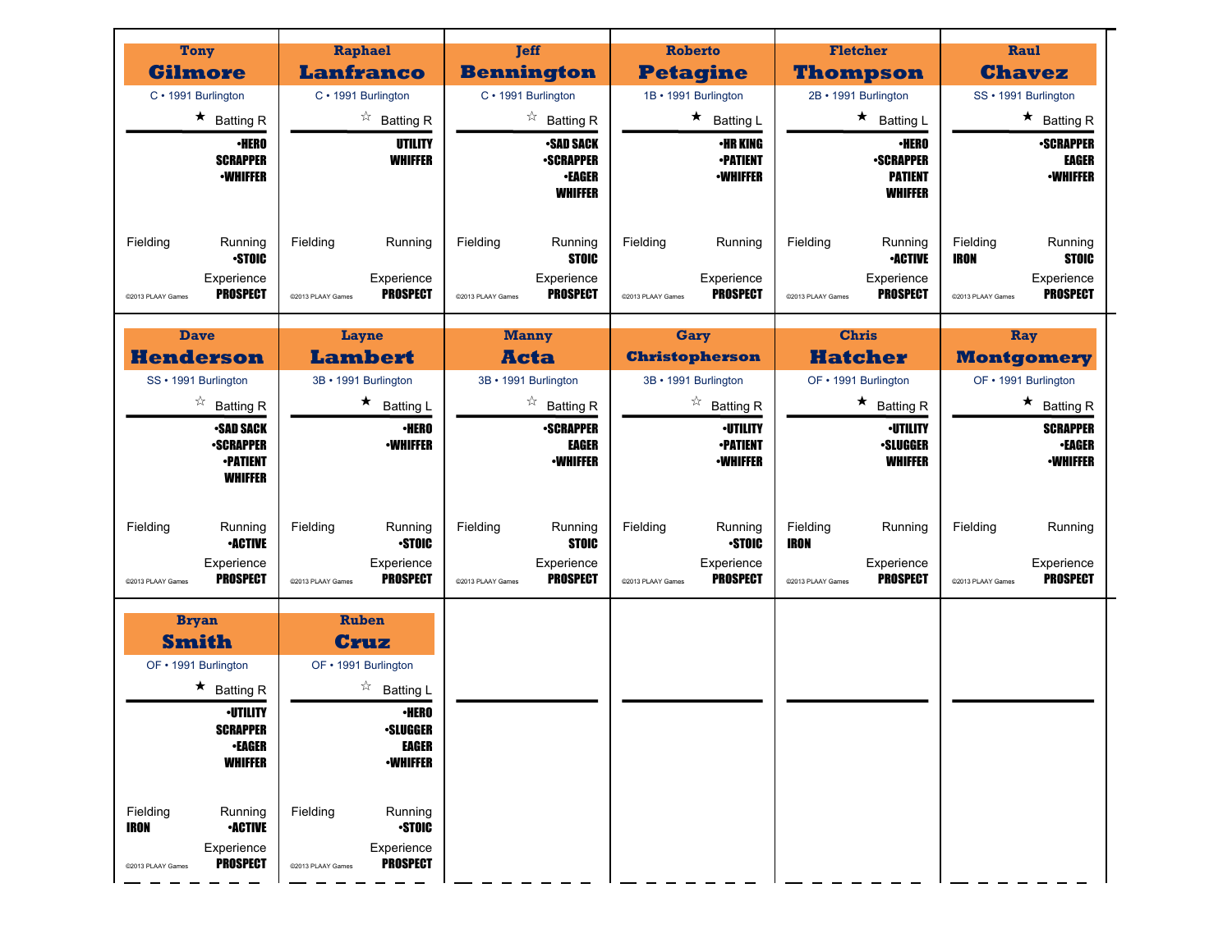## Tony Gilmore

C • 1991 Burlington

★ Batting R

•HERO
SCRAPPER
•WHIFFER

Fielding

Running
•STOIC

Experience
PROSPECT

©2013 PLAAY Games

## Raphael Lanfranco

C • 1991 Burlington

☆ Batting R

UTILITY
WHIFFER

Fielding

Running

Experience
PROSPECT

©2013 PLAAY Games

## Jeff Bennington

C • 1991 Burlington

☆ Batting R

•SAD SACK
•SCRAPPER
•EAGER
WHIFFER

Fielding

Running
STOIC

Experience
PROSPECT

©2013 PLAAY Games

## Roberto Petagine

1B • 1991 Burlington

★ Batting L

•HR KING
•PATIENT
•WHIFFER

Fielding

Running

Experience
PROSPECT

©2013 PLAAY Games

## Fletcher Thompson

2B • 1991 Burlington

★ Batting L

•HERO
•SCRAPPER
PATIENT
WHIFFER

Fielding

Running
•ACTIVE

Experience
PROSPECT

©2013 PLAAY Games

## Raul Chavez

SS • 1991 Burlington

★ Batting R

•SCRAPPER
EAGER
•WHIFFER

Fielding
IRON

Running
STOIC

Experience
PROSPECT

©2013 PLAAY Games

## Dave Henderson

SS • 1991 Burlington

☆ Batting R

•SAD SACK
•SCRAPPER
•PATIENT
WHIFFER

Fielding

Running
•ACTIVE

Experience
PROSPECT

©2013 PLAAY Games

## Layne Lambert

3B • 1991 Burlington

★ Batting L

•HERO
•WHIFFER

Fielding

Running
•STOIC

Experience
PROSPECT

©2013 PLAAY Games

## Manny Acta

3B • 1991 Burlington

☆ Batting R

•SCRAPPER
EAGER
•WHIFFER

Fielding

Running
STOIC

Experience
PROSPECT

©2013 PLAAY Games

## Gary Christopherson

3B • 1991 Burlington

☆ Batting R

•UTILITY
•PATIENT
•WHIFFER

Fielding

Running
•STOIC

Experience
PROSPECT

©2013 PLAAY Games

## Chris Hatcher

OF • 1991 Burlington

★ Batting R

•UTILITY
•SLUGGER
WHIFFER

Fielding
IRON

Running

Experience
PROSPECT

©2013 PLAAY Games

## Ray Montgomery

OF • 1991 Burlington

★ Batting R

SCRAPPER
•EAGER
•WHIFFER

Fielding

Running

Experience
PROSPECT

©2013 PLAAY Games

## Bryan Smith

OF • 1991 Burlington

★ Batting R

•UTILITY
SCRAPPER
•EAGER
WHIFFER

Fielding
IRON

Running
•ACTIVE

Experience
PROSPECT

©2013 PLAAY Games

## Ruben Cruz

OF • 1991 Burlington

☆ Batting L

•HERO
•SLUGGER
EAGER
•WHIFFER

Fielding

Running
•STOIC

Experience
PROSPECT

©2013 PLAAY Games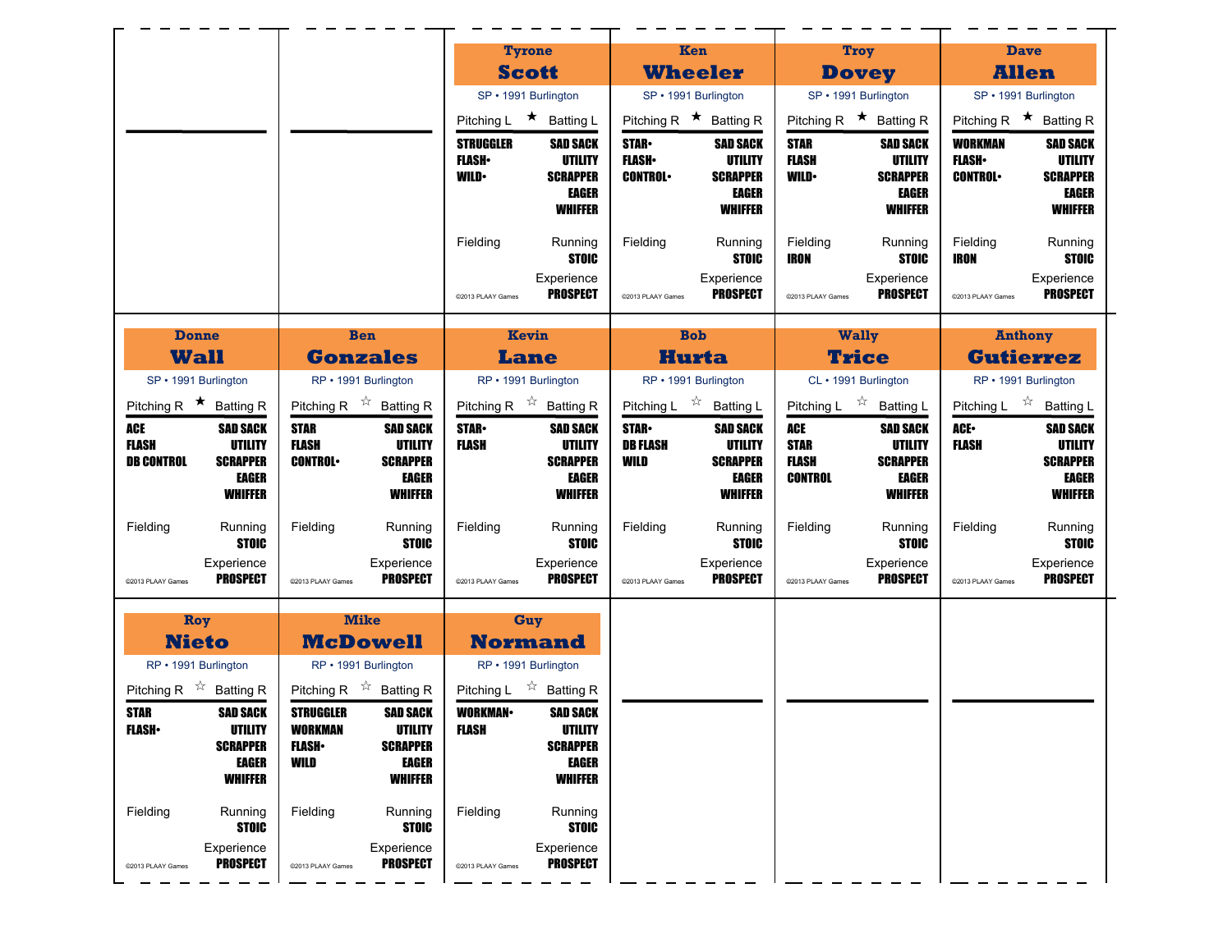## Tyrone Scott

SP • 1991 Burlington

Pitching L ★ Batting L

| Pitching | Batting |
|---|---|
| STRUGGLER | SAD SACK |
| FLASH• | UTILITY |
| WILD• | SCRAPPER |
| | EAGER |
| | WHIFFER |

Fielding

Running: STOIC

Experience: PROSPECT

©2013 PLAAY Games

## Ken Wheeler

SP • 1991 Burlington

Pitching R ★ Batting R

| Pitching | Batting |
|---|---|
| STAR• | SAD SACK |
| FLASH• | UTILITY |
| CONTROL• | SCRAPPER |
| | EAGER |
| | WHIFFER |

Fielding

Running: STOIC

Experience: PROSPECT

©2013 PLAAY Games

## Troy Dovey

SP • 1991 Burlington

Pitching R ★ Batting R

| Pitching | Batting |
|---|---|
| STAR | SAD SACK |
| FLASH | UTILITY |
| WILD• | SCRAPPER |
| | EAGER |
| | WHIFFER |

Fielding: IRON

Running: STOIC

Experience: PROSPECT

©2013 PLAAY Games

## Dave Allen

SP • 1991 Burlington

Pitching R ★ Batting R

| Pitching | Batting |
|---|---|
| WORKMAN | SAD SACK |
| FLASH• | UTILITY |
| CONTROL• | SCRAPPER |
| | EAGER |
| | WHIFFER |

Fielding: IRON

Running: STOIC

Experience: PROSPECT

©2013 PLAAY Games

## Donne Wall

SP • 1991 Burlington

Pitching R ★ Batting R

| Pitching | Batting |
|---|---|
| ACE | SAD SACK |
| FLASH | UTILITY |
| DB CONTROL | SCRAPPER |
| | EAGER |
| | WHIFFER |

Fielding

Running: STOIC

Experience: PROSPECT

©2013 PLAAY Games

## Ben Gonzales

RP • 1991 Burlington

Pitching R ☆ Batting R

| Pitching | Batting |
|---|---|
| STAR | SAD SACK |
| FLASH | UTILITY |
| CONTROL• | SCRAPPER |
| | EAGER |
| | WHIFFER |

Fielding

Running: STOIC

Experience: PROSPECT

©2013 PLAAY Games

## Kevin Lane

RP • 1991 Burlington

Pitching R ☆ Batting R

| Pitching | Batting |
|---|---|
| STAR• | SAD SACK |
| FLASH | UTILITY |
| | SCRAPPER |
| | EAGER |
| | WHIFFER |

Fielding

Running: STOIC

Experience: PROSPECT

©2013 PLAAY Games

## Bob Hurta

RP • 1991 Burlington

Pitching L ☆ Batting L

| Pitching | Batting |
|---|---|
| STAR• | SAD SACK |
| DB FLASH | UTILITY |
| WILD | SCRAPPER |
| | EAGER |
| | WHIFFER |

Fielding

Running: STOIC

Experience: PROSPECT

©2013 PLAAY Games

## Wally Trice

CL • 1991 Burlington

Pitching L ☆ Batting L

| Pitching | Batting |
|---|---|
| ACE | SAD SACK |
| STAR | UTILITY |
| FLASH | SCRAPPER |
| CONTROL | EAGER |
| | WHIFFER |

Fielding

Running: STOIC

Experience: PROSPECT

©2013 PLAAY Games

## Anthony Gutierrez

RP • 1991 Burlington

Pitching L ☆ Batting L

| Pitching | Batting |
|---|---|
| ACE• | SAD SACK |
| FLASH | UTILITY |
| | SCRAPPER |
| | EAGER |
| | WHIFFER |

Fielding

Running: STOIC

Experience: PROSPECT

©2013 PLAAY Games

## Roy Nieto

RP • 1991 Burlington

Pitching R ☆ Batting R

| Pitching | Batting |
|---|---|
| STAR | SAD SACK |
| FLASH• | UTILITY |
| | SCRAPPER |
| | EAGER |
| | WHIFFER |

Fielding

Running: STOIC

Experience: PROSPECT

©2013 PLAAY Games

## Mike McDowell

RP • 1991 Burlington

Pitching R ☆ Batting R

| Pitching | Batting |
|---|---|
| STRUGGLER | SAD SACK |
| WORKMAN | UTILITY |
| FLASH• | SCRAPPER |
| WILD | EAGER |
| | WHIFFER |

Fielding

Running: STOIC

Experience: PROSPECT

©2013 PLAAY Games

## Guy Normand

RP • 1991 Burlington

Pitching L ☆ Batting R

| Pitching | Batting |
|---|---|
| WORKMAN• | SAD SACK |
| FLASH | UTILITY |
| | SCRAPPER |
| | EAGER |
| | WHIFFER |

Fielding

Running: STOIC

Experience: PROSPECT

©2013 PLAAY Games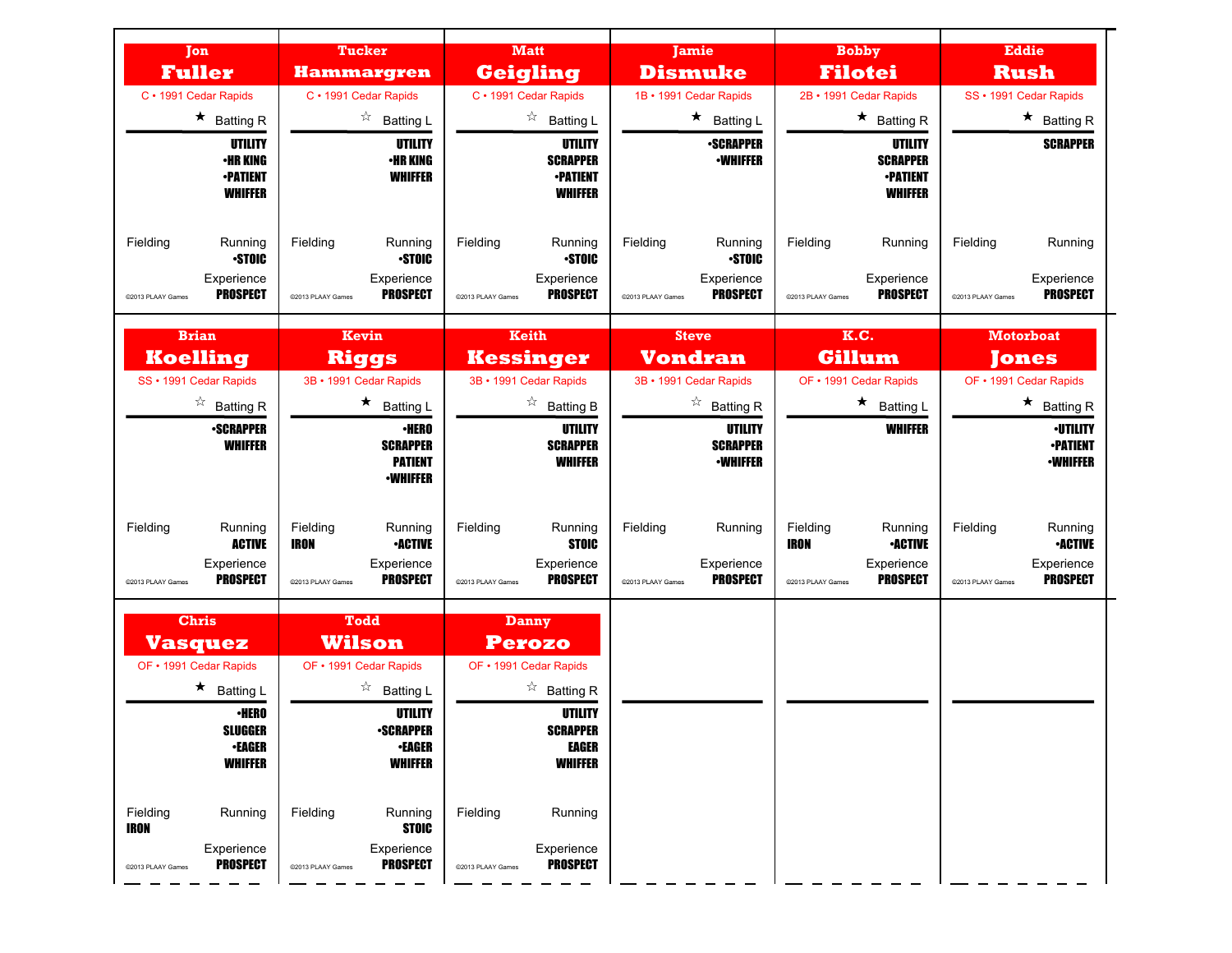## Jon Fuller

C • 1991 Cedar Rapids

★ Batting R

UTILITY
•HR KING
•PATIENT
WHIFFER

Fielding

Running
•STOIC

Experience
PROSPECT

©2013 PLAAY Games

## Tucker Hammargren

C • 1991 Cedar Rapids

☆ Batting L

UTILITY
•HR KING
WHIFFER

Fielding

Running
•STOIC

Experience
PROSPECT

©2013 PLAAY Games

## Matt Geigling

C • 1991 Cedar Rapids

☆ Batting L

UTILITY
SCRAPPER
•PATIENT
WHIFFER

Fielding

Running
•STOIC

Experience
PROSPECT

©2013 PLAAY Games

## Jamie Dismuke

1B • 1991 Cedar Rapids

★ Batting L

•SCRAPPER
•WHIFFER

Fielding

Running
•STOIC

Experience
PROSPECT

©2013 PLAAY Games

## Bobby Filotei

2B • 1991 Cedar Rapids

★ Batting R

UTILITY
SCRAPPER
•PATIENT
WHIFFER

Fielding

Running

Experience
PROSPECT

©2013 PLAAY Games

## Eddie Rush

SS • 1991 Cedar Rapids

★ Batting R

SCRAPPER

Fielding

Running

Experience
PROSPECT

©2013 PLAAY Games

## Brian Koelling

SS • 1991 Cedar Rapids

☆ Batting R

•SCRAPPER
WHIFFER

Fielding

Running
ACTIVE

Experience
PROSPECT

©2013 PLAAY Games

## Kevin Riggs

3B • 1991 Cedar Rapids

★ Batting L

•HERO
SCRAPPER
PATIENT
•WHIFFER

Fielding
IRON

Running
•ACTIVE

Experience
PROSPECT

©2013 PLAAY Games

## Keith Kessinger

3B • 1991 Cedar Rapids

☆ Batting B

UTILITY
SCRAPPER
WHIFFER

Fielding

Running
STOIC

Experience
PROSPECT

©2013 PLAAY Games

## Steve Vondran

3B • 1991 Cedar Rapids

☆ Batting R

UTILITY
SCRAPPER
•WHIFFER

Fielding

Running

Experience
PROSPECT

©2013 PLAAY Games

## K.C. Gillum

OF • 1991 Cedar Rapids

★ Batting L

WHIFFER

Fielding
IRON

Running
•ACTIVE

Experience
PROSPECT

©2013 PLAAY Games

## Motorboat Jones

OF • 1991 Cedar Rapids

★ Batting R

•UTILITY
•PATIENT
•WHIFFER

Fielding

Running
•ACTIVE

Experience
PROSPECT

©2013 PLAAY Games

## Chris Vasquez

OF • 1991 Cedar Rapids

★ Batting L

•HERO
SLUGGER
•EAGER
WHIFFER

Fielding
IRON

Running

Experience
PROSPECT

©2013 PLAAY Games

## Todd Wilson

OF • 1991 Cedar Rapids

☆ Batting L

UTILITY
•SCRAPPER
•EAGER
WHIFFER

Fielding

Running
STOIC

Experience
PROSPECT

©2013 PLAAY Games

## Danny Perozo

OF • 1991 Cedar Rapids

☆ Batting R

UTILITY
SCRAPPER
EAGER
WHIFFER

Fielding

Running

Experience
PROSPECT

©2013 PLAAY Games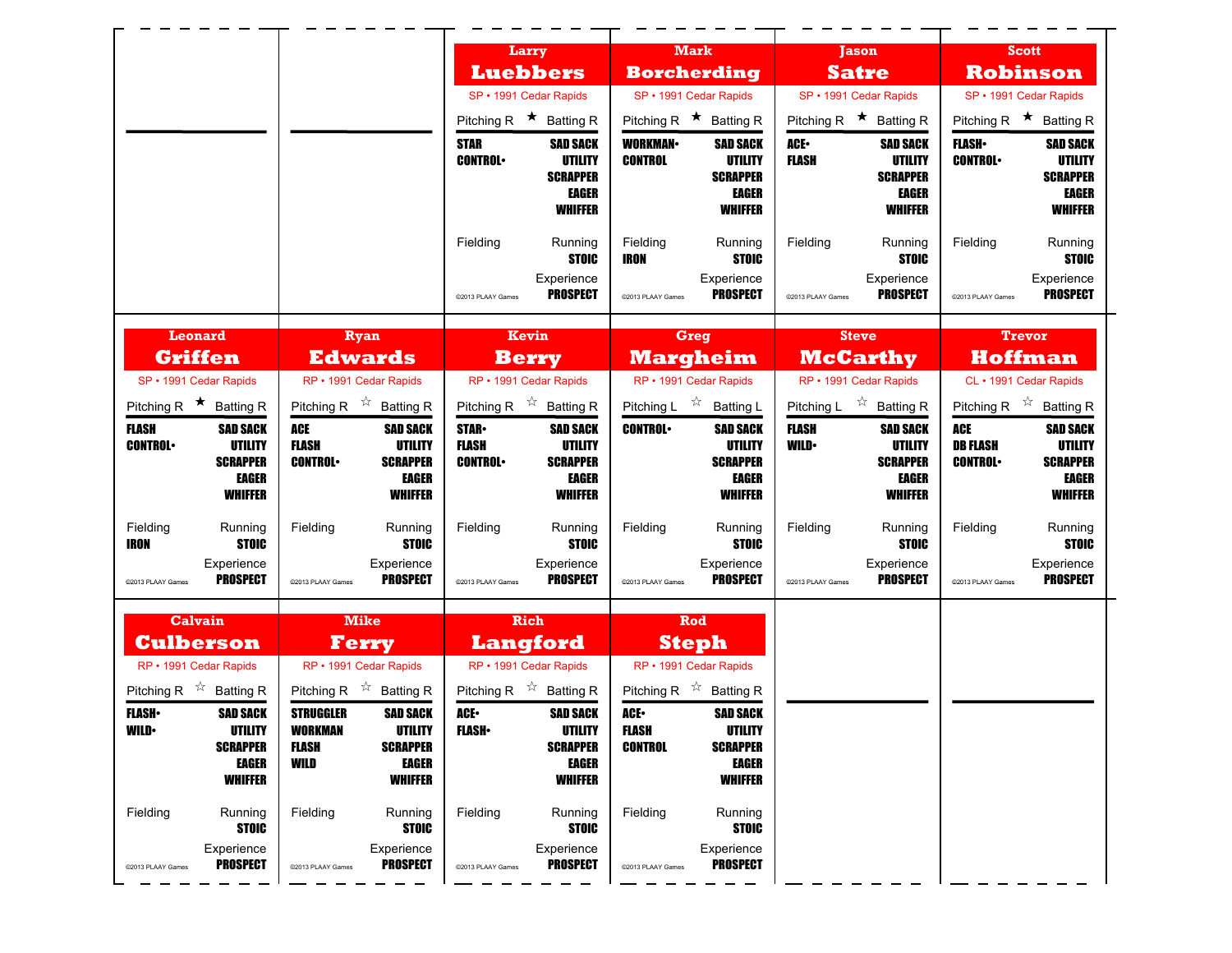## Larry Luebbers

SP • 1991 Cedar Rapids

Pitching R ★ Batting R

| | |
|---|---|
| STAR | SAD SACK |
| CONTROL• | UTILITY |
| | SCRAPPER |
| | EAGER |
| | WHIFFER |

Fielding — Running: STOIC

Experience: PROSPECT

©2013 PLAAY Games

## Mark Borcherding

SP • 1991 Cedar Rapids

Pitching R ★ Batting R

| | |
|---|---|
| WORKMAN• | SAD SACK |
| CONTROL | UTILITY |
| | SCRAPPER |
| | EAGER |
| | WHIFFER |

Fielding: IRON — Running: STOIC

Experience: PROSPECT

©2013 PLAAY Games

## Jason Satre

SP • 1991 Cedar Rapids

Pitching R ★ Batting R

| | |
|---|---|
| ACE• | SAD SACK |
| FLASH | UTILITY |
| | SCRAPPER |
| | EAGER |
| | WHIFFER |

Fielding — Running: STOIC

Experience: PROSPECT

©2013 PLAAY Games

## Scott Robinson

SP • 1991 Cedar Rapids

Pitching R ★ Batting R

| | |
|---|---|
| FLASH• | SAD SACK |
| CONTROL• | UTILITY |
| | SCRAPPER |
| | EAGER |
| | WHIFFER |

Fielding — Running: STOIC

Experience: PROSPECT

©2013 PLAAY Games

## Leonard Griffen

SP • 1991 Cedar Rapids

Pitching R ★ Batting R

| | |
|---|---|
| FLASH | SAD SACK |
| CONTROL• | UTILITY |
| | SCRAPPER |
| | EAGER |
| | WHIFFER |

Fielding: IRON — Running: STOIC

Experience: PROSPECT

©2013 PLAAY Games

## Ryan Edwards

SP • 1991 Cedar Rapids

Pitching R ☆ Batting R

| | |
|---|---|
| ACE | SAD SACK |
| FLASH | UTILITY |
| CONTROL• | SCRAPPER |
| | EAGER |
| | WHIFFER |

Fielding — Running: STOIC

Experience: PROSPECT

©2013 PLAAY Games

## Kevin Berry

SP • 1991 Cedar Rapids

Pitching R ☆ Batting R

| | |
|---|---|
| STAR• | SAD SACK |
| FLASH | UTILITY |
| CONTROL• | SCRAPPER |
| | EAGER |
| | WHIFFER |

Fielding — Running: STOIC

Experience: PROSPECT

©2013 PLAAY Games

## Greg Margheim

SP • 1991 Cedar Rapids

Pitching L ☆ Batting L

| | |
|---|---|
| CONTROL• | SAD SACK |
| | UTILITY |
| | SCRAPPER |
| | EAGER |
| | WHIFFER |

Fielding — Running: STOIC

Experience: PROSPECT

©2013 PLAAY Games

## Steve McCarthy

SP • 1991 Cedar Rapids

Pitching L ☆ Batting R

| | |
|---|---|
| FLASH | SAD SACK |
| WILD• | UTILITY |
| | SCRAPPER |
| | EAGER |
| | WHIFFER |

Fielding — Running: STOIC

Experience: PROSPECT

©2013 PLAAY Games

## Trevor Hoffman

CL • 1991 Cedar Rapids

Pitching R ☆ Batting R

| | |
|---|---|
| ACE | SAD SACK |
| DB FLASH | UTILITY |
| CONTROL• | SCRAPPER |
| | EAGER |
| | WHIFFER |

Fielding — Running: STOIC

Experience: PROSPECT

©2013 PLAAY Games

## Calvain Culberson

RP • 1991 Cedar Rapids

Pitching R ☆ Batting R

| | |
|---|---|
| FLASH• | SAD SACK |
| WILD• | UTILITY |
| | SCRAPPER |
| | EAGER |
| | WHIFFER |

Fielding — Running: STOIC

Experience: PROSPECT

©2013 PLAAY Games

## Mike Ferry

RP • 1991 Cedar Rapids

Pitching R ☆ Batting R

| | |
|---|---|
| STRUGGLER | SAD SACK |
| WORKMAN | UTILITY |
| FLASH | SCRAPPER |
| WILD | EAGER |
| | WHIFFER |

Fielding — Running: STOIC

Experience: PROSPECT

©2013 PLAAY Games

## Rich Langford

RP • 1991 Cedar Rapids

Pitching R ☆ Batting R

| | |
|---|---|
| ACE• | SAD SACK |
| FLASH• | UTILITY |
| | SCRAPPER |
| | EAGER |
| | WHIFFER |

Fielding — Running: STOIC

Experience: PROSPECT

©2013 PLAAY Games

## Rod Steph

RP • 1991 Cedar Rapids

Pitching R ☆ Batting R

| | |
|---|---|
| ACE• | SAD SACK |
| FLASH | UTILITY |
| CONTROL | SCRAPPER |
| | EAGER |
| | WHIFFER |

Fielding — Running: STOIC

Experience: PROSPECT

©2013 PLAAY Games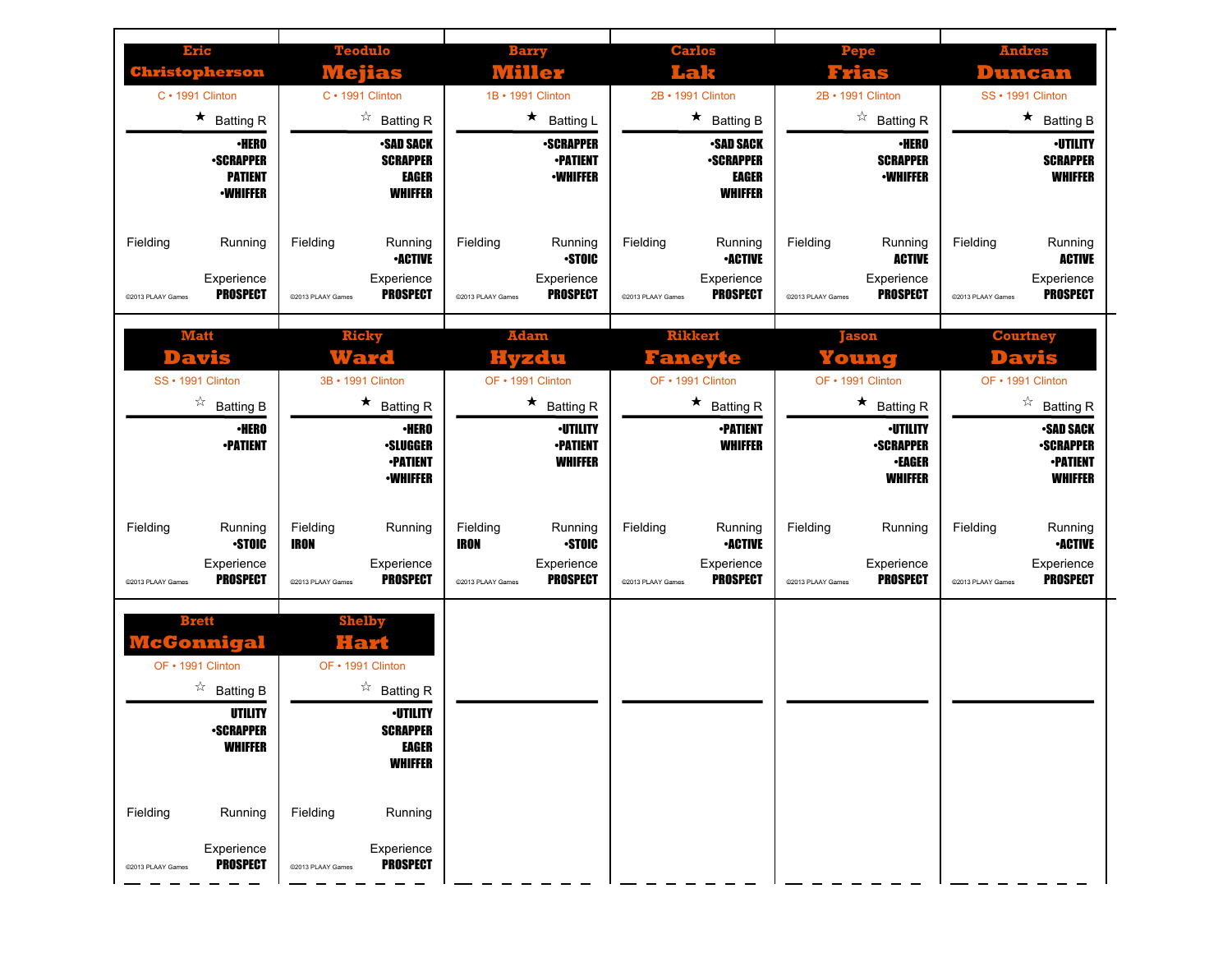## Eric Christopherson

C • 1991 Clinton

★ Batting R

- •HERO
- •SCRAPPER
- PATIENT
- •WHIFFER

Fielding

Running

Experience: PROSPECT

©2013 PLAAY Games

---

## Teodulo Mejias

C • 1991 Clinton

☆ Batting R

- •SAD SACK
- SCRAPPER
- EAGER
- WHIFFER

Fielding

Running: •ACTIVE

Experience: PROSPECT

©2013 PLAAY Games

---

## Barry Miller

1B • 1991 Clinton

★ Batting L

- •SCRAPPER
- •PATIENT
- •WHIFFER

Fielding

Running: •STOIC

Experience: PROSPECT

©2013 PLAAY Games

---

## Carlos Lak

2B • 1991 Clinton

★ Batting B

- •SAD SACK
- •SCRAPPER
- EAGER
- WHIFFER

Fielding

Running: •ACTIVE

Experience: PROSPECT

©2013 PLAAY Games

---

## Pepe Frias

2B • 1991 Clinton

☆ Batting R

- •HERO
- SCRAPPER
- •WHIFFER

Fielding

Running: ACTIVE

Experience: PROSPECT

©2013 PLAAY Games

---

## Andres Duncan

SS • 1991 Clinton

★ Batting B

- •UTILITY
- SCRAPPER
- WHIFFER

Fielding

Running: ACTIVE

Experience: PROSPECT

©2013 PLAAY Games

---

## Matt Davis

SS • 1991 Clinton

☆ Batting B

- •HERO
- •PATIENT

Fielding

Running: •STOIC

Experience: PROSPECT

©2013 PLAAY Games

---

## Ricky Ward

3B • 1991 Clinton

★ Batting R

- •HERO
- •SLUGGER
- •PATIENT
- •WHIFFER

Fielding: IRON

Running

Experience: PROSPECT

©2013 PLAAY Games

---

## Adam Hyzdu

OF • 1991 Clinton

★ Batting R

- •UTILITY
- •PATIENT
- WHIFFER

Fielding: IRON

Running: •STOIC

Experience: PROSPECT

©2013 PLAAY Games

---

## Rikkert Faneyte

OF • 1991 Clinton

★ Batting R

- •PATIENT
- WHIFFER

Fielding

Running: •ACTIVE

Experience: PROSPECT

©2013 PLAAY Games

---

## Jason Young

OF • 1991 Clinton

★ Batting R

- •UTILITY
- •SCRAPPER
- •EAGER
- WHIFFER

Fielding

Running

Experience: PROSPECT

©2013 PLAAY Games

---

## Courtney Davis

OF • 1991 Clinton

☆ Batting R

- •SAD SACK
- •SCRAPPER
- •PATIENT
- WHIFFER

Fielding

Running: •ACTIVE

Experience: PROSPECT

©2013 PLAAY Games

---

## Brett McGonnigal

OF • 1991 Clinton

☆ Batting B

- UTILITY
- •SCRAPPER
- WHIFFER

Fielding

Running

Experience: PROSPECT

©2013 PLAAY Games

---

## Shelby Hart

OF • 1991 Clinton

☆ Batting R

- •UTILITY
- SCRAPPER
- EAGER
- WHIFFER

Fielding

Running

Experience: PROSPECT

©2013 PLAAY Games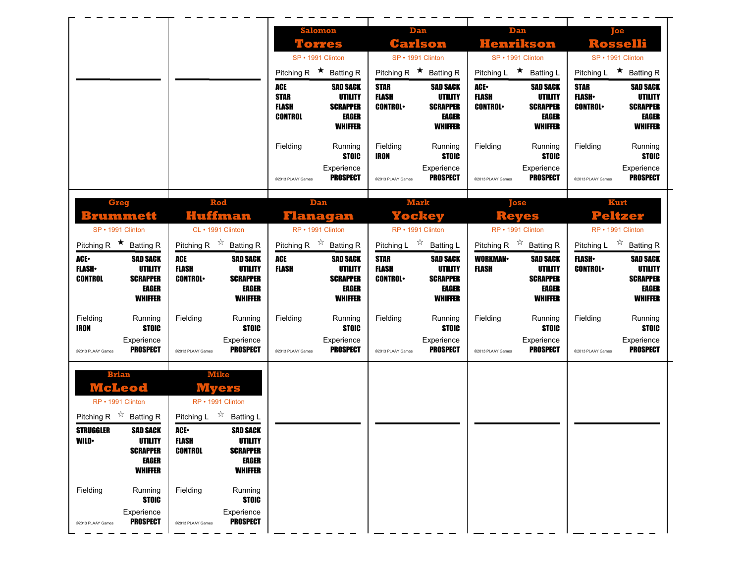## Salomon Torres

SP • 1991 Clinton

Pitching R ★ Batting R

| Pitching | Batting |
|---|---|
| ACE | SAD SACK |
| STAR | UTILITY |
| FLASH | SCRAPPER |
| CONTROL | EAGER |
| | WHIFFER |

Fielding — Running: STOIC

Experience: PROSPECT

©2013 PLAAY Games

## Dan Carlson

SP • 1991 Clinton

Pitching R ★ Batting R

| Pitching | Batting |
|---|---|
| STAR | SAD SACK |
| FLASH | UTILITY |
| CONTROL• | SCRAPPER |
| | EAGER |
| | WHIFFER |

Fielding: IRON — Running: STOIC

Experience: PROSPECT

©2013 PLAAY Games

## Dan Henrikson

SP • 1991 Clinton

Pitching L ★ Batting L

| Pitching | Batting |
|---|---|
| ACE• | SAD SACK |
| FLASH | UTILITY |
| CONTROL• | SCRAPPER |
| | EAGER |
| | WHIFFER |

Fielding — Running: STOIC

Experience: PROSPECT

©2013 PLAAY Games

## Joe Rosselli

SP • 1991 Clinton

Pitching L ★ Batting R

| Pitching | Batting |
|---|---|
| STAR | SAD SACK |
| FLASH• | UTILITY |
| CONTROL• | SCRAPPER |
| | EAGER |
| | WHIFFER |

Fielding — Running: STOIC

Experience: PROSPECT

©2013 PLAAY Games

## Greg Brummett

SP • 1991 Clinton

Pitching R ★ Batting R

| Pitching | Batting |
|---|---|
| ACE• | SAD SACK |
| FLASH• | UTILITY |
| CONTROL | SCRAPPER |
| | EAGER |
| | WHIFFER |

Fielding: IRON — Running: STOIC

Experience: PROSPECT

©2013 PLAAY Games

## Rod Huffman

CL • 1991 Clinton

Pitching R ☆ Batting R

| Pitching | Batting |
|---|---|
| ACE | SAD SACK |
| FLASH | UTILITY |
| CONTROL• | SCRAPPER |
| | EAGER |
| | WHIFFER |

Fielding — Running: STOIC

Experience: PROSPECT

©2013 PLAAY Games

## Dan Flanagan

RP • 1991 Clinton

Pitching R ☆ Batting R

| Pitching | Batting |
|---|---|
| ACE | SAD SACK |
| FLASH | UTILITY |
| | SCRAPPER |
| | EAGER |
| | WHIFFER |

Fielding — Running: STOIC

Experience: PROSPECT

©2013 PLAAY Games

## Mark Yockey

RP • 1991 Clinton

Pitching L ☆ Batting L

| Pitching | Batting |
|---|---|
| STAR | SAD SACK |
| FLASH | UTILITY |
| CONTROL• | SCRAPPER |
| | EAGER |
| | WHIFFER |

Fielding — Running: STOIC

Experience: PROSPECT

©2013 PLAAY Games

## Jose Reyes

RP • 1991 Clinton

Pitching R ☆ Batting R

| Pitching | Batting |
|---|---|
| WORKMAN• | SAD SACK |
| FLASH | UTILITY |
| | SCRAPPER |
| | EAGER |
| | WHIFFER |

Fielding — Running: STOIC

Experience: PROSPECT

©2013 PLAAY Games

## Kurt Peltzer

RP • 1991 Clinton

Pitching L ☆ Batting R

| Pitching | Batting |
|---|---|
| FLASH• | SAD SACK |
| CONTROL• | UTILITY |
| | SCRAPPER |
| | EAGER |
| | WHIFFER |

Fielding — Running: STOIC

Experience: PROSPECT

©2013 PLAAY Games

## Brian McLeod

RP • 1991 Clinton

Pitching R ☆ Batting R

| Pitching | Batting |
|---|---|
| STRUGGLER | SAD SACK |
| WILD• | UTILITY |
| | SCRAPPER |
| | EAGER |
| | WHIFFER |

Fielding — Running: STOIC

Experience: PROSPECT

©2013 PLAAY Games

## Mike Myers

RP • 1991 Clinton

Pitching L ☆ Batting L

| Pitching | Batting |
|---|---|
| ACE• | SAD SACK |
| FLASH | UTILITY |
| CONTROL | SCRAPPER |
| | EAGER |
| | WHIFFER |

Fielding — Running: STOIC

Experience: PROSPECT

©2013 PLAAY Games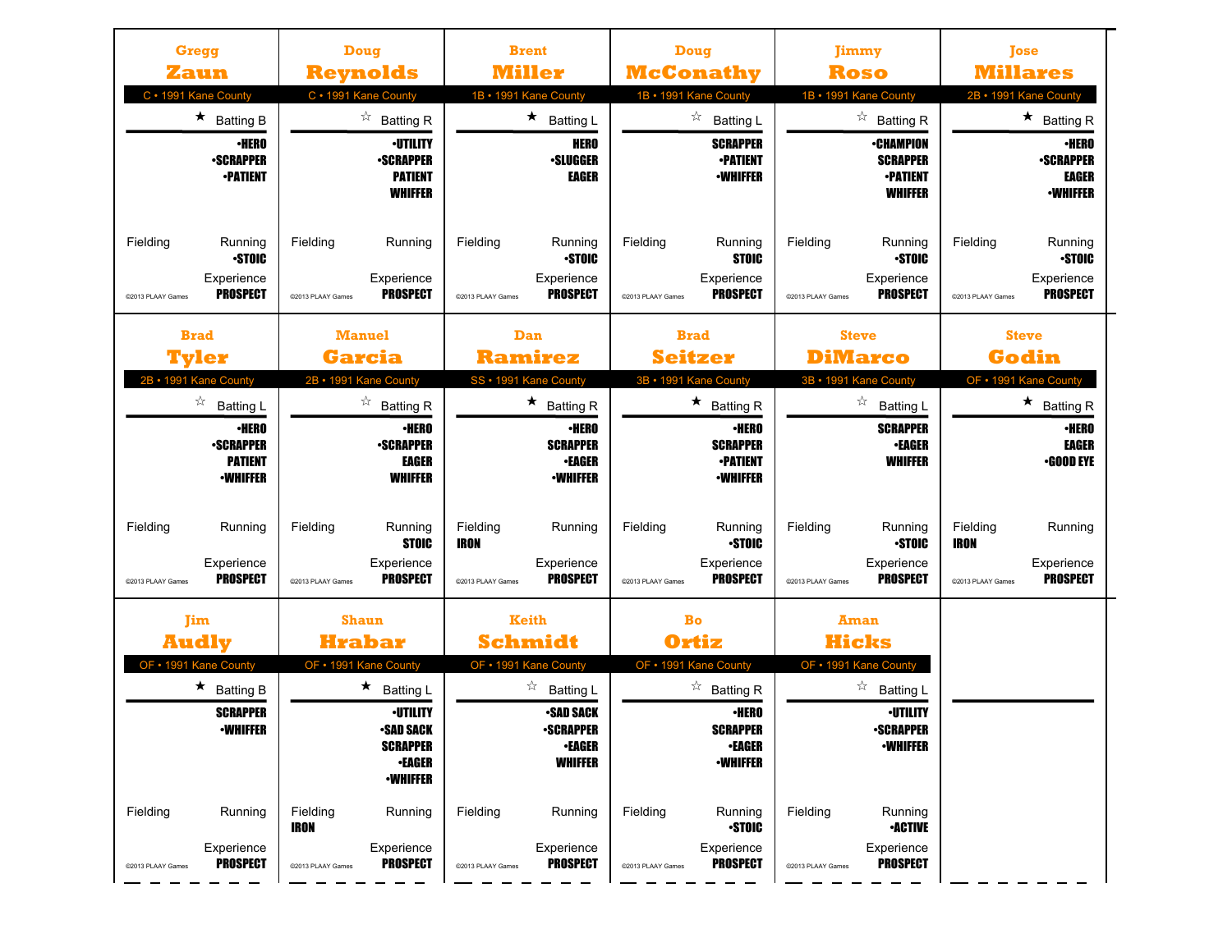## Gregg Zaun

C • 1991 Kane County

★ Batting B

•HERO
•SCRAPPER
•PATIENT

Fielding

Running
•STOIC

Experience
PROSPECT

©2013 PLAAY Games

## Doug Reynolds

C • 1991 Kane County

☆ Batting R

•UTILITY
•SCRAPPER
PATIENT
WHIFFER

Fielding

Running

Experience
PROSPECT

©2013 PLAAY Games

## Brent Miller

1B • 1991 Kane County

★ Batting L

HERO
•SLUGGER
EAGER

Fielding

Running
•STOIC

Experience
PROSPECT

©2013 PLAAY Games

## Doug McConathy

1B • 1991 Kane County

☆ Batting L

SCRAPPER
•PATIENT
•WHIFFER

Fielding

Running
STOIC

Experience
PROSPECT

©2013 PLAAY Games

## Jimmy Roso

1B • 1991 Kane County

☆ Batting R

•CHAMPION
SCRAPPER
•PATIENT
WHIFFER

Fielding

Running
•STOIC

Experience
PROSPECT

©2013 PLAAY Games

## Jose Millares

2B • 1991 Kane County

★ Batting R

•HERO
•SCRAPPER
EAGER
•WHIFFER

Fielding

Running
•STOIC

Experience
PROSPECT

©2013 PLAAY Games

## Brad Tyler

2B • 1991 Kane County

☆ Batting L

•HERO
•SCRAPPER
PATIENT
•WHIFFER

Fielding

Running

Experience
PROSPECT

©2013 PLAAY Games

## Manuel Garcia

2B • 1991 Kane County

☆ Batting R

•HERO
•SCRAPPER
EAGER
WHIFFER

Fielding

Running
STOIC

Experience
PROSPECT

©2013 PLAAY Games

## Dan Ramirez

SS • 1991 Kane County

★ Batting R

•HERO
SCRAPPER
•EAGER
•WHIFFER

Fielding
IRON

Running

Experience
PROSPECT

©2013 PLAAY Games

## Brad Seitzer

3B • 1991 Kane County

★ Batting R

•HERO
SCRAPPER
•PATIENT
•WHIFFER

Fielding

Running
•STOIC

Experience
PROSPECT

©2013 PLAAY Games

## Steve DiMarco

3B • 1991 Kane County

☆ Batting L

SCRAPPER
•EAGER
WHIFFER

Fielding

Running
•STOIC

Experience
PROSPECT

©2013 PLAAY Games

## Steve Godin

OF • 1991 Kane County

★ Batting R

•HERO
EAGER
•GOOD EYE

Fielding
IRON

Running

Experience
PROSPECT

©2013 PLAAY Games

## Jim Audly

OF • 1991 Kane County

★ Batting B

SCRAPPER
•WHIFFER

Fielding

Running

Experience
PROSPECT

©2013 PLAAY Games

## Shaun Hrabar

OF • 1991 Kane County

★ Batting L

•UTILITY
•SAD SACK
SCRAPPER
•EAGER
•WHIFFER

Fielding
IRON

Running

Experience
PROSPECT

©2013 PLAAY Games

## Keith Schmidt

OF • 1991 Kane County

☆ Batting L

•SAD SACK
•SCRAPPER
•EAGER
WHIFFER

Fielding

Running

Experience
PROSPECT

©2013 PLAAY Games

## Bo Ortiz

OF • 1991 Kane County

☆ Batting R

•HERO
SCRAPPER
•EAGER
•WHIFFER

Fielding

Running
•STOIC

Experience
PROSPECT

©2013 PLAAY Games

## Aman Hicks

OF • 1991 Kane County

☆ Batting L

•UTILITY
•SCRAPPER
•WHIFFER

Fielding

Running
•ACTIVE

Experience
PROSPECT

©2013 PLAAY Games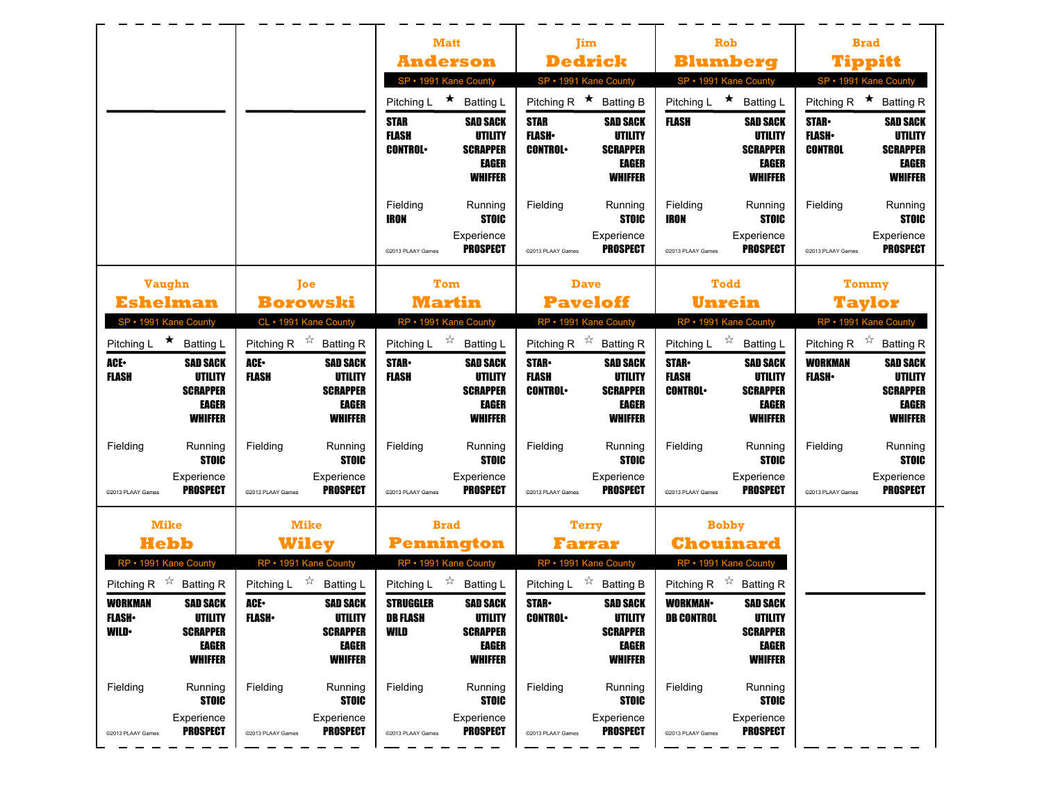## Matt Anderson

SP • 1991 Kane County

Pitching L ★ Batting L

STAR
FLASH
CONTROL•

SAD SACK
UTILITY
SCRAPPER
EAGER
WHIFFER

Fielding: IRON
Running: STOIC
Experience: PROSPECT

©2013 PLAAY Games

## Jim Dedrick

SP • 1991 Kane County

Pitching R ★ Batting B

STAR
FLASH•
CONTROL•

SAD SACK
UTILITY
SCRAPPER
EAGER
WHIFFER

Fielding
Running: STOIC
Experience: PROSPECT

©2013 PLAAY Games

## Rob Blumberg

SP • 1991 Kane County

Pitching L ★ Batting L

FLASH

SAD SACK
UTILITY
SCRAPPER
EAGER
WHIFFER

Fielding: IRON
Running: STOIC
Experience: PROSPECT

©2013 PLAAY Games

## Brad Tippitt

SP • 1991 Kane County

Pitching R ★ Batting R

STAR•
FLASH•
CONTROL

SAD SACK
UTILITY
SCRAPPER
EAGER
WHIFFER

Fielding
Running: STOIC
Experience: PROSPECT

©2013 PLAAY Games

## Vaughn Eshelman

SP • 1991 Kane County

Pitching L ★ Batting L

ACE•
FLASH

SAD SACK
UTILITY
SCRAPPER
EAGER
WHIFFER

Fielding
Running: STOIC
Experience: PROSPECT

©2013 PLAAY Games

## Joe Borowski

CL • 1991 Kane County

Pitching R ☆ Batting R

ACE•
FLASH

SAD SACK
UTILITY
SCRAPPER
EAGER
WHIFFER

Fielding
Running: STOIC
Experience: PROSPECT

©2013 PLAAY Games

## Tom Martin

RP • 1991 Kane County

Pitching L ☆ Batting L

STAR•
FLASH

SAD SACK
UTILITY
SCRAPPER
EAGER
WHIFFER

Fielding
Running: STOIC
Experience: PROSPECT

©2013 PLAAY Games

## Dave Paveloff

RP • 1991 Kane County

Pitching R ☆ Batting R

STAR•
FLASH
CONTROL•

SAD SACK
UTILITY
SCRAPPER
EAGER
WHIFFER

Fielding
Running: STOIC
Experience: PROSPECT

©2013 PLAAY Games

## Todd Unrein

RP • 1991 Kane County

Pitching L ☆ Batting L

STAR•
FLASH
CONTROL•

SAD SACK
UTILITY
SCRAPPER
EAGER
WHIFFER

Fielding
Running: STOIC
Experience: PROSPECT

©2013 PLAAY Games

## Tommy Taylor

RP • 1991 Kane County

Pitching R ☆ Batting R

WORKMAN
FLASH•

SAD SACK
UTILITY
SCRAPPER
EAGER
WHIFFER

Fielding
Running: STOIC
Experience: PROSPECT

©2013 PLAAY Games

## Mike Hebb

RP • 1991 Kane County

Pitching R ☆ Batting R

WORKMAN
FLASH•
WILD•

SAD SACK
UTILITY
SCRAPPER
EAGER
WHIFFER

Fielding
Running: STOIC
Experience: PROSPECT

©2013 PLAAY Games

## Mike Wiley

RP • 1991 Kane County

Pitching L ☆ Batting L

ACE•
FLASH•

SAD SACK
UTILITY
SCRAPPER
EAGER
WHIFFER

Fielding
Running: STOIC
Experience: PROSPECT

©2013 PLAAY Games

## Brad Pennington

RP • 1991 Kane County

Pitching L ☆ Batting L

STRUGGLER
DB FLASH
WILD

SAD SACK
UTILITY
SCRAPPER
EAGER
WHIFFER

Fielding
Running: STOIC
Experience: PROSPECT

©2013 PLAAY Games

## Terry Farrar

RP • 1991 Kane County

Pitching L ☆ Batting B

STAR•
CONTROL•

SAD SACK
UTILITY
SCRAPPER
EAGER
WHIFFER

Fielding
Running: STOIC
Experience: PROSPECT

©2013 PLAAY Games

## Bobby Chouinard

RP • 1991 Kane County

Pitching R ☆ Batting R

WORKMAN•
DB CONTROL

SAD SACK
UTILITY
SCRAPPER
EAGER
WHIFFER

Fielding
Running: STOIC
Experience: PROSPECT

©2013 PLAAY Games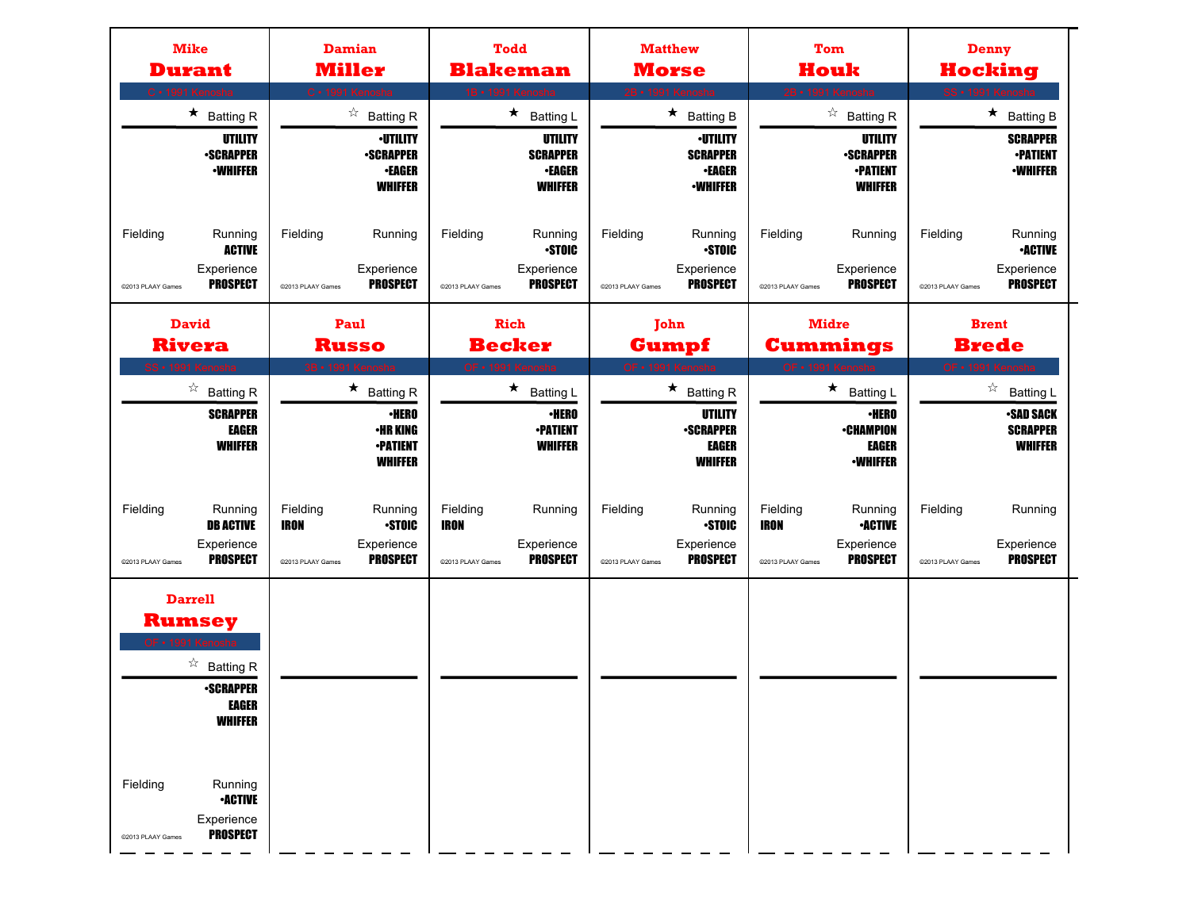## Mike Durant

C • 1991 Kenosha

★ Batting R

UTILITY
•SCRAPPER
•WHIFFER

Fielding

Running
ACTIVE

Experience
PROSPECT

©2013 PLAAY Games

## Damian Miller

C • 1991 Kenosha

☆ Batting R

•UTILITY
•SCRAPPER
•EAGER
WHIFFER

Fielding

Running

Experience
PROSPECT

©2013 PLAAY Games

## Todd Blakeman

1B • 1991 Kenosha

★ Batting L

UTILITY
SCRAPPER
•EAGER
WHIFFER

Fielding

Running
•STOIC

Experience
PROSPECT

©2013 PLAAY Games

## Matthew Morse

2B • 1991 Kenosha

★ Batting B

•UTILITY
SCRAPPER
•EAGER
•WHIFFER

Fielding

Running
•STOIC

Experience
PROSPECT

©2013 PLAAY Games

## Tom Houk

2B • 1991 Kenosha

☆ Batting R

UTILITY
•SCRAPPER
•PATIENT
WHIFFER

Fielding

Running

Experience
PROSPECT

©2013 PLAAY Games

## Denny Hocking

SS • 1991 Kenosha

★ Batting B

SCRAPPER
•PATIENT
•WHIFFER

Fielding

Running
•ACTIVE

Experience
PROSPECT

©2013 PLAAY Games

## David Rivera

SS • 1991 Kenosha

☆ Batting R

SCRAPPER
EAGER
WHIFFER

Fielding

Running
DB ACTIVE

Experience
PROSPECT

©2013 PLAAY Games

## Paul Russo

3B • 1991 Kenosha

★ Batting R

•HERO
•HR KING
•PATIENT
WHIFFER

Fielding
IRON

Running
•STOIC

Experience
PROSPECT

©2013 PLAAY Games

## Rich Becker

OF • 1991 Kenosha

★ Batting L

•HERO
•PATIENT
WHIFFER

Fielding
IRON

Running

Experience
PROSPECT

©2013 PLAAY Games

## John Gumpf

OF • 1991 Kenosha

★ Batting R

UTILITY
•SCRAPPER
EAGER
WHIFFER

Fielding

Running
•STOIC

Experience
PROSPECT

©2013 PLAAY Games

## Midre Cummings

OF • 1991 Kenosha

★ Batting L

•HERO
•CHAMPION
EAGER
•WHIFFER

Fielding
IRON

Running
•ACTIVE

Experience
PROSPECT

©2013 PLAAY Games

## Brent Brede

OF • 1991 Kenosha

☆ Batting L

•SAD SACK
SCRAPPER
WHIFFER

Fielding

Running

Experience
PROSPECT

©2013 PLAAY Games

## Darrell Rumsey

OF • 1991 Kenosha

☆ Batting R

•SCRAPPER
EAGER
WHIFFER

Fielding

Running
•ACTIVE

Experience
PROSPECT

©2013 PLAAY Games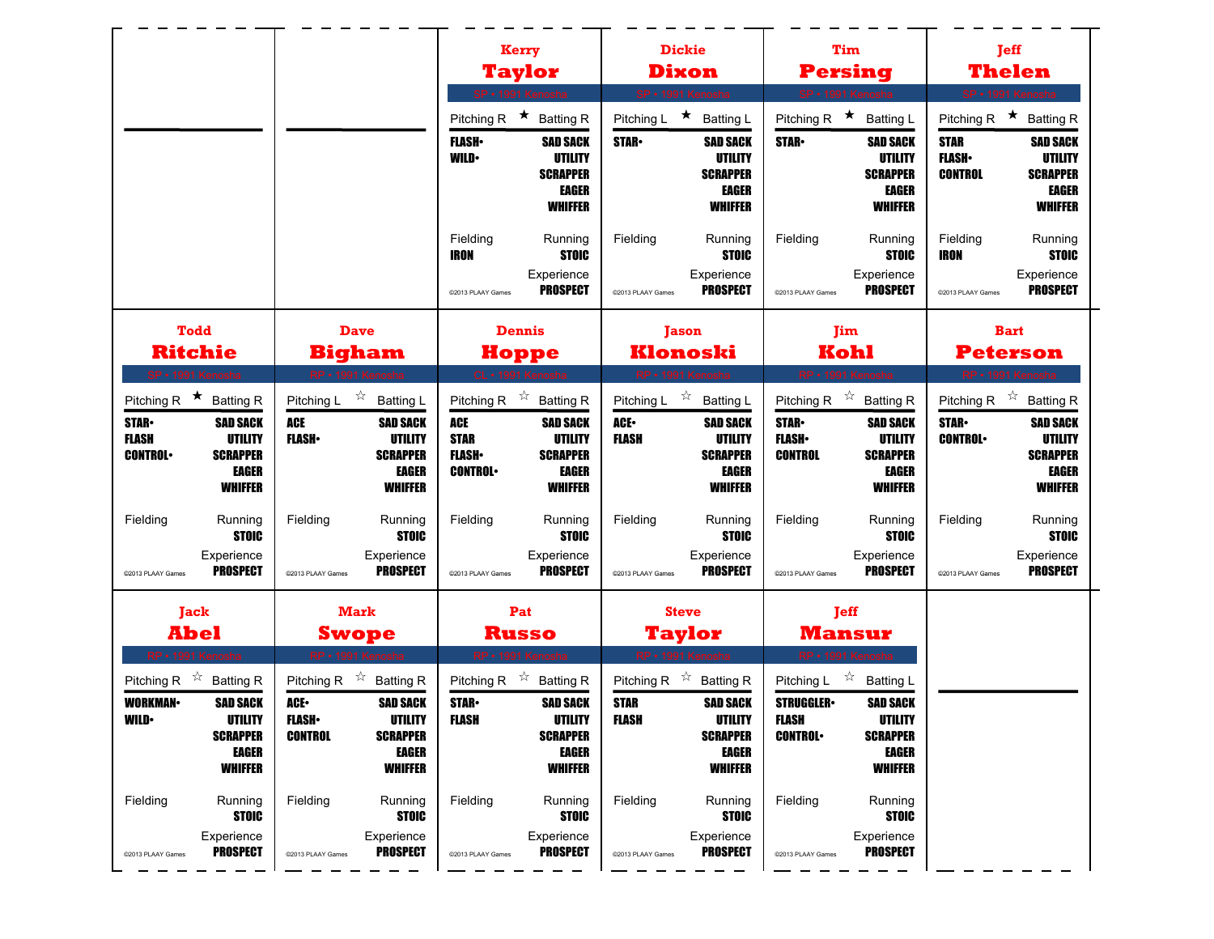## Kerry Taylor

SP • 1991 Kenosha

Pitching R ★ Batting R

| Pitching | Batting |
|---|---|
| FLASH• | SAD SACK |
| WILD• | UTILITY |
| | SCRAPPER |
| | EAGER |
| | WHIFFER |

Fielding: IRON
Running: STOIC
Experience: PROSPECT

©2013 PLAAY Games

## Dickie Dixon

SP • 1991 Kenosha

Pitching L ★ Batting L

| Pitching | Batting |
|---|---|
| STAR• | SAD SACK |
| | UTILITY |
| | SCRAPPER |
| | EAGER |
| | WHIFFER |

Fielding:
Running: STOIC
Experience: PROSPECT

©2013 PLAAY Games

## Tim Persing

SP • 1991 Kenosha

Pitching R ★ Batting L

| Pitching | Batting |
|---|---|
| STAR• | SAD SACK |
| | UTILITY |
| | SCRAPPER |
| | EAGER |
| | WHIFFER |

Fielding:
Running: STOIC
Experience: PROSPECT

©2013 PLAAY Games

## Jeff Thelen

SP • 1991 Kenosha

Pitching R ★ Batting R

| Pitching | Batting |
|---|---|
| STAR | SAD SACK |
| FLASH• | UTILITY |
| CONTROL | SCRAPPER |
| | EAGER |
| | WHIFFER |

Fielding: IRON
Running: STOIC
Experience: PROSPECT

©2013 PLAAY Games

## Todd Ritchie

SP • 1991 Kenosha

Pitching R ★ Batting R

| Pitching | Batting |
|---|---|
| STAR• | SAD SACK |
| FLASH | UTILITY |
| CONTROL• | SCRAPPER |
| | EAGER |
| | WHIFFER |

Fielding:
Running: STOIC
Experience: PROSPECT

©2013 PLAAY Games

## Dave Bigham

RP • 1991 Kenosha

Pitching L ☆ Batting L

| Pitching | Batting |
|---|---|
| ACE | SAD SACK |
| FLASH• | UTILITY |
| | SCRAPPER |
| | EAGER |
| | WHIFFER |

Fielding:
Running: STOIC
Experience: PROSPECT

©2013 PLAAY Games

## Dennis Hoppe

CL • 1991 Kenosha

Pitching R ☆ Batting R

| Pitching | Batting |
|---|---|
| ACE | SAD SACK |
| STAR | UTILITY |
| FLASH• | SCRAPPER |
| CONTROL• | EAGER |
| | WHIFFER |

Fielding:
Running: STOIC
Experience: PROSPECT

©2013 PLAAY Games

## Jason Klonoski

RP • 1991 Kenosha

Pitching L ☆ Batting L

| Pitching | Batting |
|---|---|
| ACE• | SAD SACK |
| FLASH | UTILITY |
| | SCRAPPER |
| | EAGER |
| | WHIFFER |

Fielding:
Running: STOIC
Experience: PROSPECT

©2013 PLAAY Games

## Jim Kohl

RP • 1991 Kenosha

Pitching R ☆ Batting R

| Pitching | Batting |
|---|---|
| STAR• | SAD SACK |
| FLASH• | UTILITY |
| CONTROL | SCRAPPER |
| | EAGER |
| | WHIFFER |

Fielding:
Running: STOIC
Experience: PROSPECT

©2013 PLAAY Games

## Bart Peterson

RP • 1991 Kenosha

Pitching R ☆ Batting R

| Pitching | Batting |
|---|---|
| STAR• | SAD SACK |
| CONTROL• | UTILITY |
| | SCRAPPER |
| | EAGER |
| | WHIFFER |

Fielding:
Running: STOIC
Experience: PROSPECT

©2013 PLAAY Games

## Jack Abel

RP • 1991 Kenosha

Pitching R ☆ Batting R

| Pitching | Batting |
|---|---|
| WORKMAN• | SAD SACK |
| WILD• | UTILITY |
| | SCRAPPER |
| | EAGER |
| | WHIFFER |

Fielding:
Running: STOIC
Experience: PROSPECT

©2013 PLAAY Games

## Mark Swope

RP • 1991 Kenosha

Pitching R ☆ Batting R

| Pitching | Batting |
|---|---|
| ACE• | SAD SACK |
| FLASH• | UTILITY |
| CONTROL | SCRAPPER |
| | EAGER |
| | WHIFFER |

Fielding:
Running: STOIC
Experience: PROSPECT

©2013 PLAAY Games

## Pat Russo

RP • 1991 Kenosha

Pitching R ☆ Batting R

| Pitching | Batting |
|---|---|
| STAR• | SAD SACK |
| FLASH | UTILITY |
| | SCRAPPER |
| | EAGER |
| | WHIFFER |

Fielding:
Running: STOIC
Experience: PROSPECT

©2013 PLAAY Games

## Steve Taylor

RP • 1991 Kenosha

Pitching R ☆ Batting R

| Pitching | Batting |
|---|---|
| STAR | SAD SACK |
| FLASH | UTILITY |
| | SCRAPPER |
| | EAGER |
| | WHIFFER |

Fielding:
Running: STOIC
Experience: PROSPECT

©2013 PLAAY Games

## Jeff Mansur

RP • 1991 Kenosha

Pitching L ☆ Batting L

| Pitching | Batting |
|---|---|
| STRUGGLER• | SAD SACK |
| FLASH | UTILITY |
| CONTROL• | SCRAPPER |
| | EAGER |
| | WHIFFER |

Fielding:
Running: STOIC
Experience: PROSPECT

©2013 PLAAY Games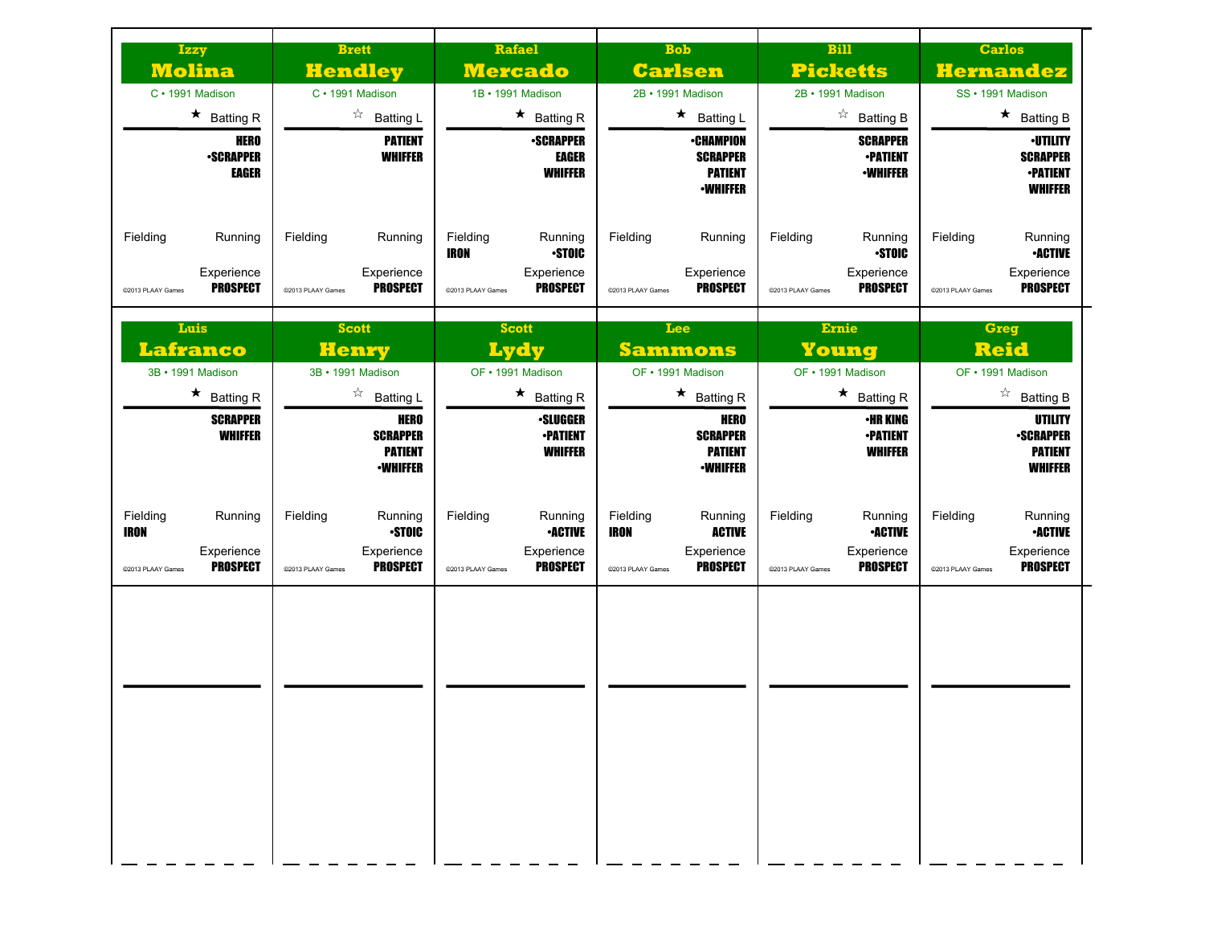## Izzy Molina

C • 1991 Madison

★ Batting R

HERO
•SCRAPPER
EAGER

Fielding

Running

Experience
PROSPECT

©2013 PLAAY Games

## Brett Hendley

C • 1991 Madison

☆ Batting L

PATIENT
WHIFFER

Fielding

Running

Experience
PROSPECT

©2013 PLAAY Games

## Rafael Mercado

1B • 1991 Madison

★ Batting R

•SCRAPPER
EAGER
WHIFFER

Fielding
IRON

Running
•STOIC

Experience
PROSPECT

©2013 PLAAY Games

## Bob Carlsen

2B • 1991 Madison

★ Batting L

•CHAMPION
SCRAPPER
PATIENT
•WHIFFER

Fielding

Running

Experience
PROSPECT

©2013 PLAAY Games

## Bill Picketts

2B • 1991 Madison

☆ Batting B

SCRAPPER
•PATIENT
•WHIFFER

Fielding

Running
•STOIC

Experience
PROSPECT

©2013 PLAAY Games

## Carlos Hernandez

SS • 1991 Madison

★ Batting B

•UTILITY
SCRAPPER
•PATIENT
WHIFFER

Fielding

Running
•ACTIVE

Experience
PROSPECT

©2013 PLAAY Games

## Luis Lafranco

3B • 1991 Madison

★ Batting R

SCRAPPER
WHIFFER

Fielding
IRON

Running

Experience
PROSPECT

©2013 PLAAY Games

## Scott Henry

3B • 1991 Madison

☆ Batting L

HERO
SCRAPPER
PATIENT
•WHIFFER

Fielding

Running
•STOIC

Experience
PROSPECT

©2013 PLAAY Games

## Scott Lydy

OF • 1991 Madison

★ Batting R

•SLUGGER
•PATIENT
WHIFFER

Fielding

Running
•ACTIVE

Experience
PROSPECT

©2013 PLAAY Games

## Lee Sammons

OF • 1991 Madison

★ Batting R

HERO
SCRAPPER
PATIENT
•WHIFFER

Fielding
IRON

Running
ACTIVE

Experience
PROSPECT

©2013 PLAAY Games

## Ernie Young

OF • 1991 Madison

★ Batting R

•HR KING
•PATIENT
WHIFFER

Fielding

Running
•ACTIVE

Experience
PROSPECT

©2013 PLAAY Games

## Greg Reid

OF • 1991 Madison

☆ Batting B

UTILITY
•SCRAPPER
PATIENT
WHIFFER

Fielding

Running
•ACTIVE

Experience
PROSPECT

©2013 PLAAY Games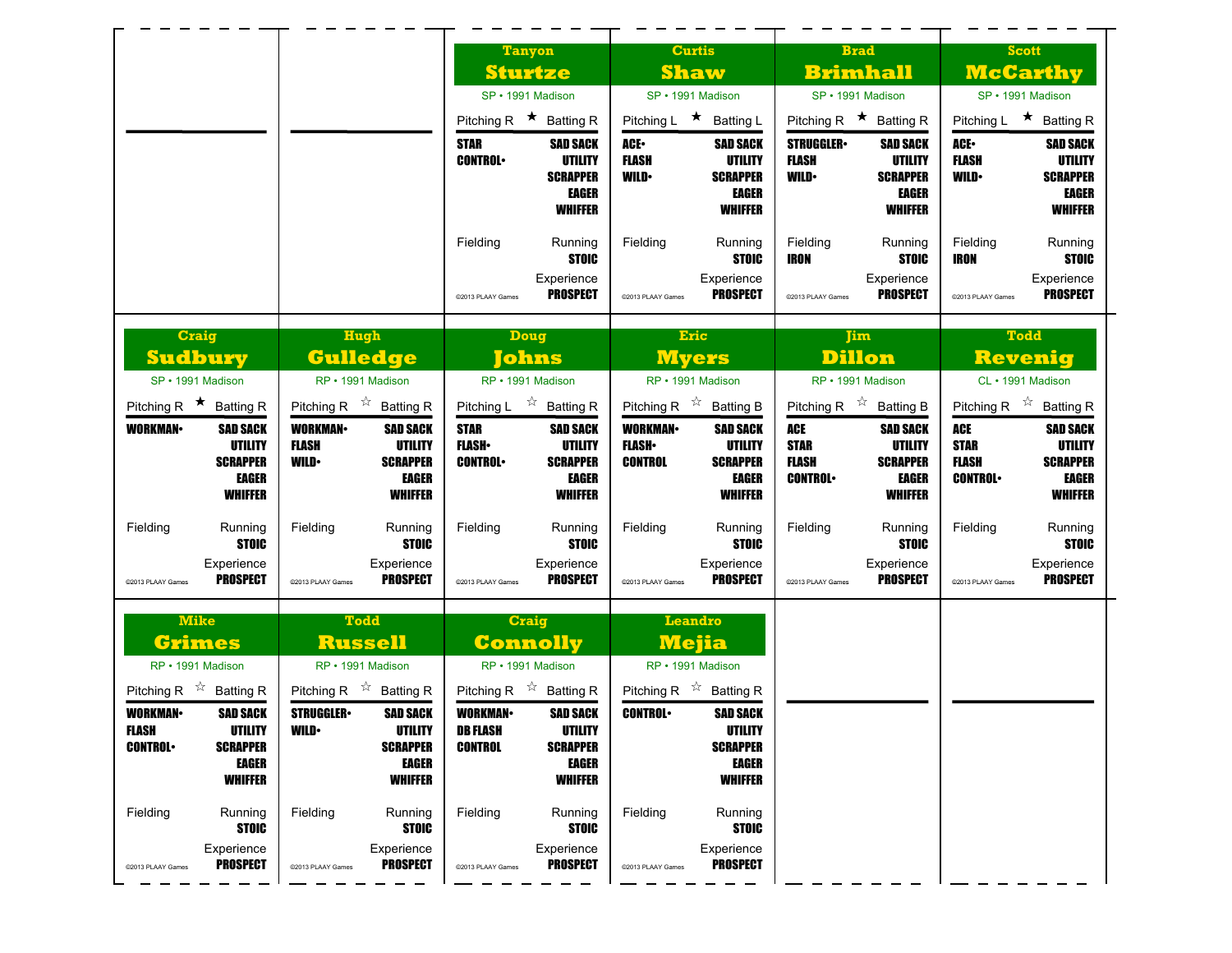## Tanyon Sturtze

SP • 1991 Madison

Pitching R ★ Batting R

STAR
CONTROL•

SAD SACK
UTILITY
SCRAPPER
EAGER
WHIFFER

Fielding

Running
STOIC

Experience
PROSPECT

©2013 PLAAY Games

## Curtis Shaw

SP • 1991 Madison

Pitching L ★ Batting L

ACE•
FLASH
WILD•

SAD SACK
UTILITY
SCRAPPER
EAGER
WHIFFER

Fielding

Running
STOIC

Experience
PROSPECT

©2013 PLAAY Games

## Brad Brimhall

SP • 1991 Madison

Pitching R ★ Batting R

STRUGGLER•
FLASH
WILD•

SAD SACK
UTILITY
SCRAPPER
EAGER
WHIFFER

Fielding
IRON

Running
STOIC

Experience
PROSPECT

©2013 PLAAY Games

## Scott McCarthy

SP • 1991 Madison

Pitching L ★ Batting R

ACE•
FLASH
WILD•

SAD SACK
UTILITY
SCRAPPER
EAGER
WHIFFER

Fielding
IRON

Running
STOIC

Experience
PROSPECT

©2013 PLAAY Games

## Craig Sudbury

SP • 1991 Madison

Pitching R ★ Batting R

WORKMAN•

SAD SACK
UTILITY
SCRAPPER
EAGER
WHIFFER

Fielding

Running
STOIC

Experience
PROSPECT

©2013 PLAAY Games

## Hugh Gulledge

RP • 1991 Madison

Pitching R ☆ Batting R

WORKMAN•
FLASH
WILD•

SAD SACK
UTILITY
SCRAPPER
EAGER
WHIFFER

Fielding

Running
STOIC

Experience
PROSPECT

©2013 PLAAY Games

## Doug Johns

RP • 1991 Madison

Pitching L ☆ Batting R

STAR
FLASH•
CONTROL•

SAD SACK
UTILITY
SCRAPPER
EAGER
WHIFFER

Fielding

Running
STOIC

Experience
PROSPECT

©2013 PLAAY Games

## Eric Myers

RP • 1991 Madison

Pitching R ☆ Batting B

WORKMAN•
FLASH•
CONTROL

SAD SACK
UTILITY
SCRAPPER
EAGER
WHIFFER

Fielding

Running
STOIC

Experience
PROSPECT

©2013 PLAAY Games

## Jim Dillon

RP • 1991 Madison

Pitching R ☆ Batting B

ACE
STAR
FLASH
CONTROL•

SAD SACK
UTILITY
SCRAPPER
EAGER
WHIFFER

Fielding

Running
STOIC

Experience
PROSPECT

©2013 PLAAY Games

## Todd Revenig

CL • 1991 Madison

Pitching R ☆ Batting R

ACE
STAR
FLASH
CONTROL•

SAD SACK
UTILITY
SCRAPPER
EAGER
WHIFFER

Fielding

Running
STOIC

Experience
PROSPECT

©2013 PLAAY Games

## Mike Grimes

RP • 1991 Madison

Pitching R ☆ Batting R

WORKMAN•
FLASH
CONTROL•

SAD SACK
UTILITY
SCRAPPER
EAGER
WHIFFER

Fielding

Running
STOIC

Experience
PROSPECT

©2013 PLAAY Games

## Todd Russell

RP • 1991 Madison

Pitching R ☆ Batting R

STRUGGLER•
WILD•

SAD SACK
UTILITY
SCRAPPER
EAGER
WHIFFER

Fielding

Running
STOIC

Experience
PROSPECT

©2013 PLAAY Games

## Craig Connolly

RP • 1991 Madison

Pitching R ☆ Batting R

WORKMAN•
DB FLASH
CONTROL

SAD SACK
UTILITY
SCRAPPER
EAGER
WHIFFER

Fielding

Running
STOIC

Experience
PROSPECT

©2013 PLAAY Games

## Leandro Mejia

RP • 1991 Madison

Pitching R ☆ Batting R

CONTROL•

SAD SACK
UTILITY
SCRAPPER
EAGER
WHIFFER

Fielding

Running
STOIC

Experience
PROSPECT

©2013 PLAAY Games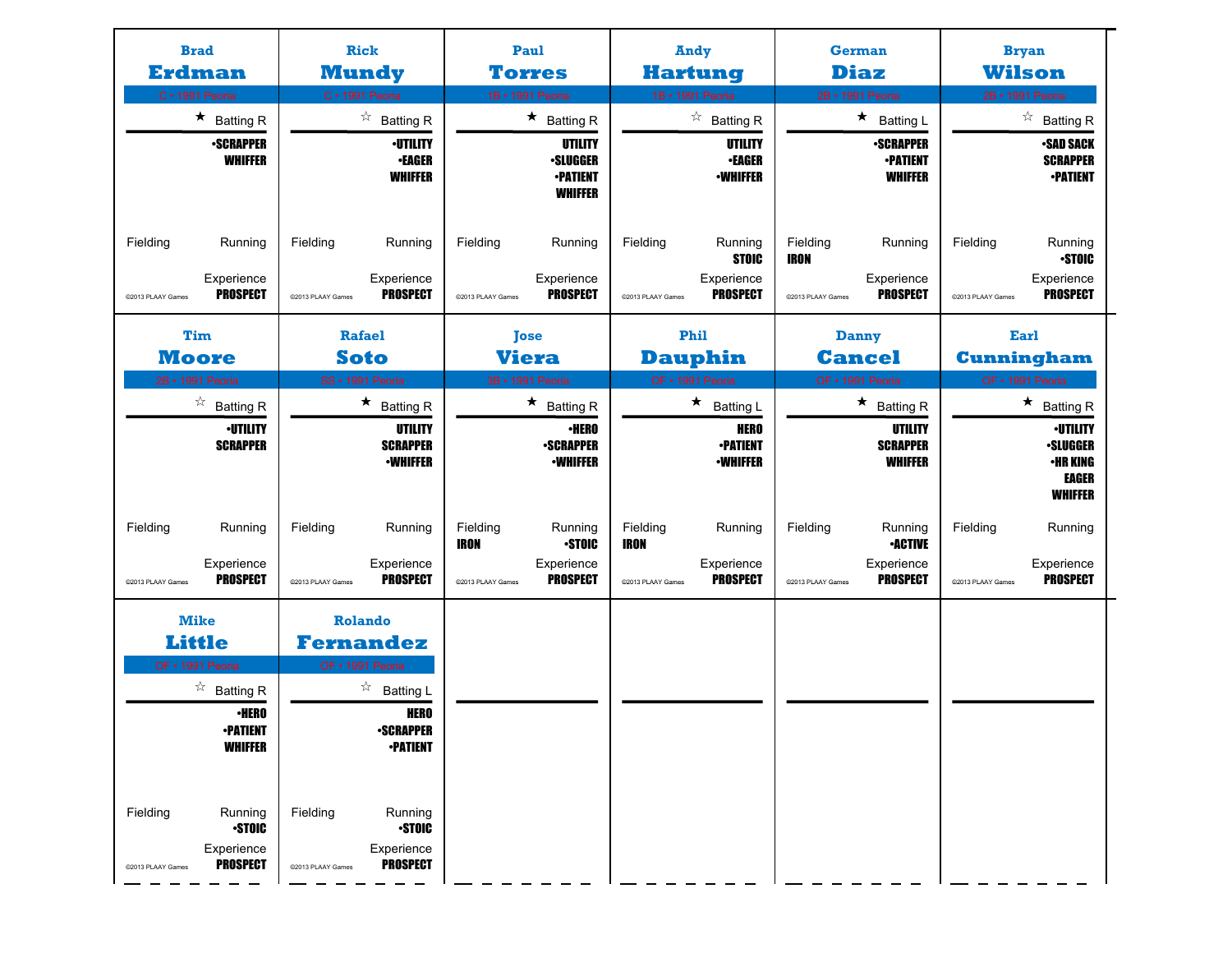**Brad**
## Erdman
C • 1991 Peoria

★ Batting R

•SCRAPPER
WHIFFER

Fielding

Running

Experience
PROSPECT

©2013 PLAAY Games

---

**Rick**
## Mundy
C • 1991 Peoria

☆ Batting R

•UTILITY
•EAGER
WHIFFER

Fielding

Running

Experience
PROSPECT

©2013 PLAAY Games

---

**Paul**
## Torres
1B • 1991 Peoria

★ Batting R

UTILITY
•SLUGGER
•PATIENT
WHIFFER

Fielding

Running

Experience
PROSPECT

©2013 PLAAY Games

---

**Andy**
## Hartung
1B • 1991 Peoria

☆ Batting R

UTILITY
•EAGER
•WHIFFER

Fielding

Running
STOIC

Experience
PROSPECT

©2013 PLAAY Games

---

**German**
## Diaz
2B • 1991 Peoria

★ Batting L

•SCRAPPER
•PATIENT
WHIFFER

Fielding
IRON

Running

Experience
PROSPECT

©2013 PLAAY Games

---

**Bryan**
## Wilson
2B • 1991 Peoria

☆ Batting R

•SAD SACK
SCRAPPER
•PATIENT

Fielding

Running
•STOIC

Experience
PROSPECT

©2013 PLAAY Games

---

**Tim**
## Moore
2B • 1991 Peoria

☆ Batting R

•UTILITY
SCRAPPER

Fielding

Running

Experience
PROSPECT

©2013 PLAAY Games

---

**Rafael**
## Soto
SS • 1991 Peoria

★ Batting R

UTILITY
SCRAPPER
•WHIFFER

Fielding

Running

Experience
PROSPECT

©2013 PLAAY Games

---

**Jose**
## Viera
3B • 1991 Peoria

★ Batting R

•HERO
•SCRAPPER
•WHIFFER

Fielding
IRON

Running
•STOIC

Experience
PROSPECT

©2013 PLAAY Games

---

**Phil**
## Dauphin
OF • 1991 Peoria

★ Batting L

HERO
•PATIENT
•WHIFFER

Fielding
IRON

Running

Experience
PROSPECT

©2013 PLAAY Games

---

**Danny**
## Cancel
OF • 1991 Peoria

★ Batting R

UTILITY
SCRAPPER
WHIFFER

Fielding

Running
•ACTIVE

Experience
PROSPECT

©2013 PLAAY Games

---

**Earl**
## Cunningham
OF • 1991 Peoria

★ Batting R

•UTILITY
•SLUGGER
•HR KING
EAGER
WHIFFER

Fielding

Running

Experience
PROSPECT

©2013 PLAAY Games

---

**Mike**
## Little
OF • 1991 Peoria

☆ Batting R

•HERO
•PATIENT
WHIFFER

Fielding

Running
•STOIC

Experience
PROSPECT

©2013 PLAAY Games

---

**Rolando**
## Fernandez
OF • 1991 Peoria

☆ Batting L

HERO
•SCRAPPER
•PATIENT

Fielding

Running
•STOIC

Experience
PROSPECT

©2013 PLAAY Games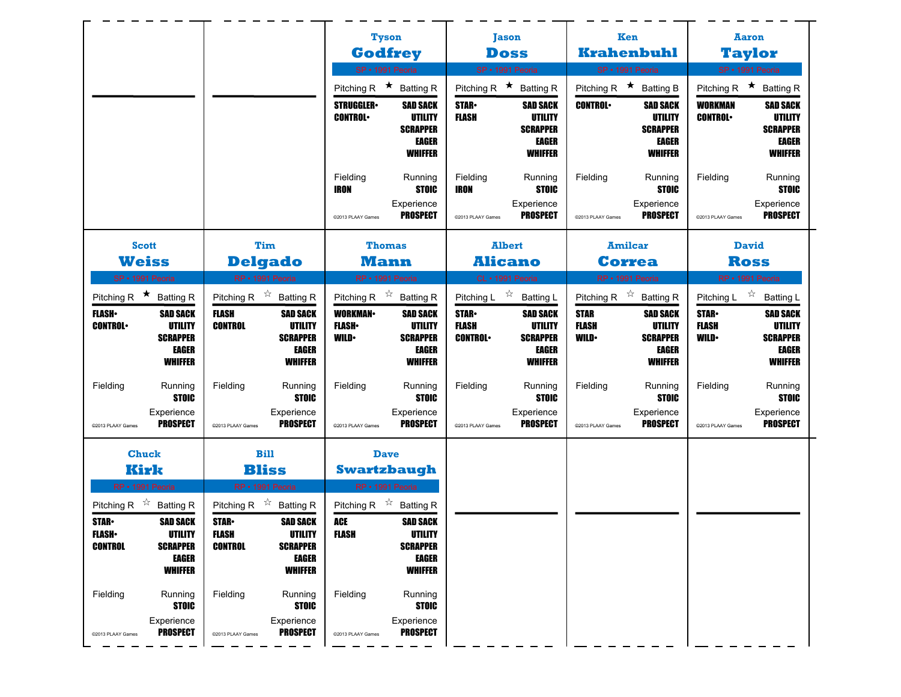## Tyson Godfrey

SP • 1991 Peoria

| Pitching R ★ | Batting R |
|---|---|
| STRUGGLER• | SAD SACK |
| CONTROL• | UTILITY |
| | SCRAPPER |
| | EAGER |
| | WHIFFER |

| Fielding | Running |
|---|---|
| IRON | STOIC |
| | Experience |
| ©2013 PLAAY Games | PROSPECT |

## Jason Doss

SP • 1991 Peoria

| Pitching R ★ | Batting R |
|---|---|
| STAR• | SAD SACK |
| FLASH | UTILITY |
| | SCRAPPER |
| | EAGER |
| | WHIFFER |

| Fielding | Running |
|---|---|
| IRON | STOIC |
| | Experience |
| ©2013 PLAAY Games | PROSPECT |

## Ken Krahenbuhl

SP • 1991 Peoria

| Pitching R ★ | Batting B |
|---|---|
| CONTROL• | SAD SACK |
| | UTILITY |
| | SCRAPPER |
| | EAGER |
| | WHIFFER |

| Fielding | Running |
|---|---|
| | STOIC |
| | Experience |
| ©2013 PLAAY Games | PROSPECT |

## Aaron Taylor

SP • 1991 Peoria

| Pitching R ★ | Batting R |
|---|---|
| WORKMAN | SAD SACK |
| CONTROL• | UTILITY |
| | SCRAPPER |
| | EAGER |
| | WHIFFER |

| Fielding | Running |
|---|---|
| | STOIC |
| | Experience |
| ©2013 PLAAY Games | PROSPECT |

## Scott Weiss

SP • 1991 Peoria

| Pitching R ★ | Batting R |
|---|---|
| FLASH• | SAD SACK |
| CONTROL• | UTILITY |
| | SCRAPPER |
| | EAGER |
| | WHIFFER |

| Fielding | Running |
|---|---|
| | STOIC |
| | Experience |
| ©2013 PLAAY Games | PROSPECT |

## Tim Delgado

RP • 1991 Peoria

| Pitching R ☆ | Batting R |
|---|---|
| FLASH | SAD SACK |
| CONTROL | UTILITY |
| | SCRAPPER |
| | EAGER |
| | WHIFFER |

| Fielding | Running |
|---|---|
| | STOIC |
| | Experience |
| ©2013 PLAAY Games | PROSPECT |

## Thomas Mann

RP • 1991 Peoria

| Pitching R ☆ | Batting R |
|---|---|
| WORKMAN• | SAD SACK |
| FLASH• | UTILITY |
| WILD• | SCRAPPER |
| | EAGER |
| | WHIFFER |

| Fielding | Running |
|---|---|
| | STOIC |
| | Experience |
| ©2013 PLAAY Games | PROSPECT |

## Albert Alicano

CL • 1991 Peoria

| Pitching L ☆ | Batting L |
|---|---|
| STAR• | SAD SACK |
| FLASH | UTILITY |
| CONTROL• | SCRAPPER |
| | EAGER |
| | WHIFFER |

| Fielding | Running |
|---|---|
| | STOIC |
| | Experience |
| ©2013 PLAAY Games | PROSPECT |

## Amilcar Correa

RP • 1991 Peoria

| Pitching R ☆ | Batting R |
|---|---|
| STAR | SAD SACK |
| FLASH | UTILITY |
| WILD• | SCRAPPER |
| | EAGER |
| | WHIFFER |

| Fielding | Running |
|---|---|
| | STOIC |
| | Experience |
| ©2013 PLAAY Games | PROSPECT |

## David Ross

RP • 1991 Peoria

| Pitching L ☆ | Batting L |
|---|---|
| STAR• | SAD SACK |
| FLASH | UTILITY |
| WILD• | SCRAPPER |
| | EAGER |
| | WHIFFER |

| Fielding | Running |
|---|---|
| | STOIC |
| | Experience |
| ©2013 PLAAY Games | PROSPECT |

## Chuck Kirk

RP • 1991 Peoria

| Pitching R ☆ | Batting R |
|---|---|
| STAR• | SAD SACK |
| FLASH• | UTILITY |
| CONTROL | SCRAPPER |
| | EAGER |
| | WHIFFER |

| Fielding | Running |
|---|---|
| | STOIC |
| | Experience |
| ©2013 PLAAY Games | PROSPECT |

## Bill Bliss

RP • 1991 Peoria

| Pitching R ☆ | Batting R |
|---|---|
| STAR• | SAD SACK |
| FLASH | UTILITY |
| CONTROL | SCRAPPER |
| | EAGER |
| | WHIFFER |

| Fielding | Running |
|---|---|
| | STOIC |
| | Experience |
| ©2013 PLAAY Games | PROSPECT |

## Dave Swartzbaugh

RP • 1991 Peoria

| Pitching R ☆ | Batting R |
|---|---|
| ACE | SAD SACK |
| FLASH | UTILITY |
| | SCRAPPER |
| | EAGER |
| | WHIFFER |

| Fielding | Running |
|---|---|
| | STOIC |
| | Experience |
| ©2013 PLAAY Games | PROSPECT |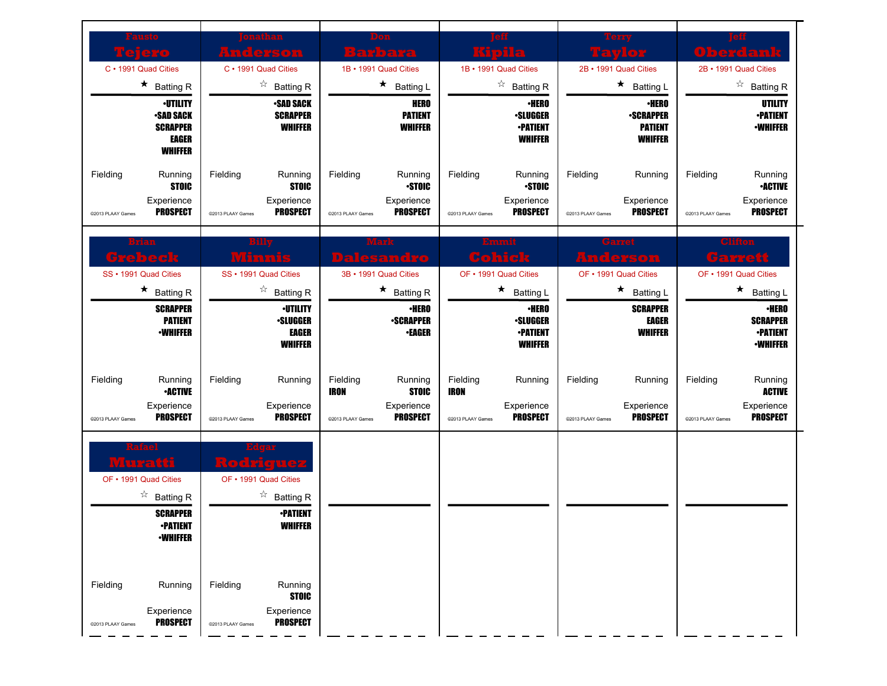## Fausto Tejero

C • 1991 Quad Cities

★ Batting R

•UTILITY
•SAD SACK
SCRAPPER
EAGER
WHIFFER

Fielding

Running
STOIC

Experience
PROSPECT

©2013 PLAAY Games

## Jonathan Anderson

C • 1991 Quad Cities

☆ Batting R

•SAD SACK
SCRAPPER
WHIFFER

Fielding

Running
STOIC

Experience
PROSPECT

©2013 PLAAY Games

## Don Barbara

1B • 1991 Quad Cities

★ Batting L

HERO
PATIENT
WHIFFER

Fielding

Running
•STOIC

Experience
PROSPECT

©2013 PLAAY Games

## Jeff Kipila

1B • 1991 Quad Cities

☆ Batting R

•HERO
•SLUGGER
•PATIENT
WHIFFER

Fielding

Running
•STOIC

Experience
PROSPECT

©2013 PLAAY Games

## Terry Taylor

2B • 1991 Quad Cities

★ Batting L

•HERO
•SCRAPPER
PATIENT
WHIFFER

Fielding

Running

Experience
PROSPECT

©2013 PLAAY Games

## Jeff Oberdank

2B • 1991 Quad Cities

☆ Batting R

UTILITY
•PATIENT
•WHIFFER

Fielding

Running
•ACTIVE

Experience
PROSPECT

©2013 PLAAY Games

## Brian Grebeck

SS • 1991 Quad Cities

★ Batting R

SCRAPPER
PATIENT
•WHIFFER

Fielding

Running
•ACTIVE

Experience
PROSPECT

©2013 PLAAY Games

## Billy Minnis

SS • 1991 Quad Cities

☆ Batting R

•UTILITY
•SLUGGER
EAGER
WHIFFER

Fielding

Running

Experience
PROSPECT

©2013 PLAAY Games

## Mark Dalesandro

3B • 1991 Quad Cities

★ Batting R

•HERO
•SCRAPPER
•EAGER

Fielding
IRON

Running
STOIC

Experience
PROSPECT

©2013 PLAAY Games

## Emmit Cohick

OF • 1991 Quad Cities

★ Batting L

•HERO
•SLUGGER
•PATIENT
WHIFFER

Fielding
IRON

Running

Experience
PROSPECT

©2013 PLAAY Games

## Garret Anderson

OF • 1991 Quad Cities

★ Batting L

SCRAPPER
EAGER
WHIFFER

Fielding

Running

Experience
PROSPECT

©2013 PLAAY Games

## Clifton Garrett

OF • 1991 Quad Cities

★ Batting L

•HERO
SCRAPPER
•PATIENT
•WHIFFER

Fielding

Running
ACTIVE

Experience
PROSPECT

©2013 PLAAY Games

## Rafael Muratti

OF • 1991 Quad Cities

☆ Batting R

SCRAPPER
•PATIENT
•WHIFFER

Fielding

Running

Experience
PROSPECT

©2013 PLAAY Games

## Edgar Rodriguez

OF • 1991 Quad Cities

☆ Batting R

•PATIENT
WHIFFER

Fielding

Running
STOIC

Experience
PROSPECT

©2013 PLAAY Games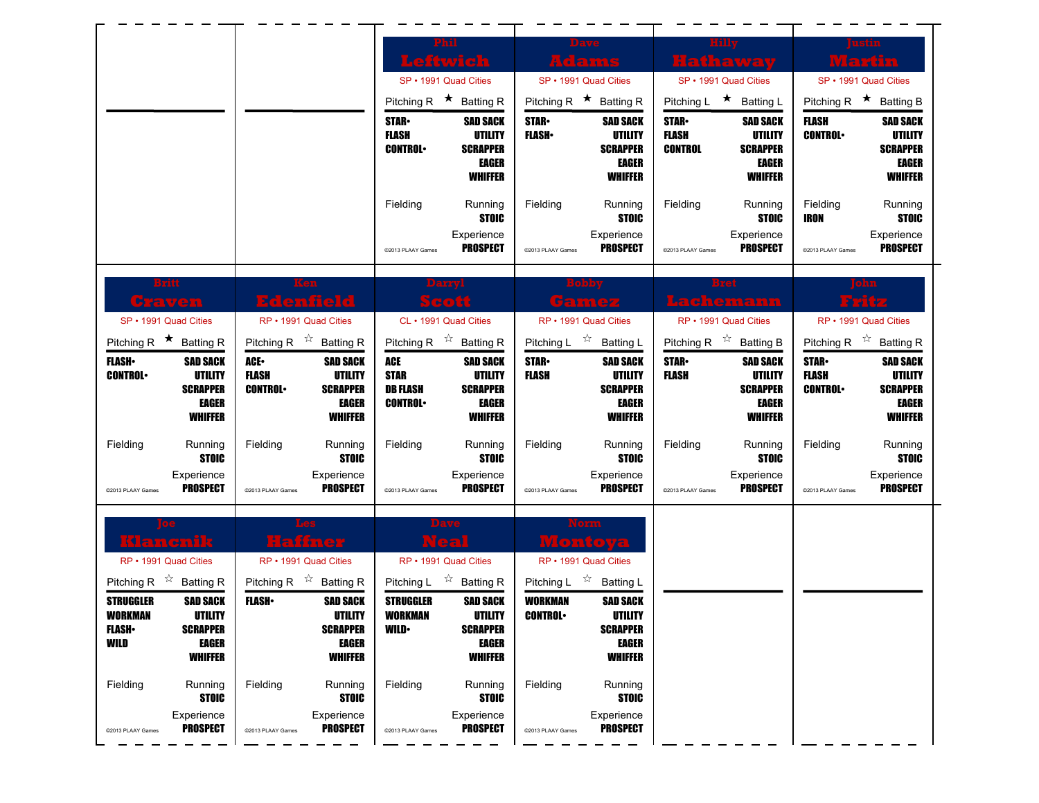## Phil Leftwich

SP • 1991 Quad Cities

Pitching R ★ Batting R

| | |
|---|---|
| STAR• | SAD SACK |
| FLASH | UTILITY |
| CONTROL• | SCRAPPER |
| | EAGER |
| | WHIFFER |

Fielding | Running: STOIC

Experience: PROSPECT

©2013 PLAAY Games

## Dave Adams

SP • 1991 Quad Cities

Pitching R ★ Batting R

| | |
|---|---|
| STAR• | SAD SACK |
| FLASH• | UTILITY |
| | SCRAPPER |
| | EAGER |
| | WHIFFER |

Fielding | Running: STOIC

Experience: PROSPECT

©2013 PLAAY Games

## Hilly Hathaway

SP • 1991 Quad Cities

Pitching L ★ Batting L

| | |
|---|---|
| STAR• | SAD SACK |
| FLASH | UTILITY |
| CONTROL | SCRAPPER |
| | EAGER |
| | WHIFFER |

Fielding | Running: STOIC

Experience: PROSPECT

©2013 PLAAY Games

## Justin Martin

SP • 1991 Quad Cities

Pitching R ★ Batting B

| | |
|---|---|
| FLASH | SAD SACK |
| CONTROL• | UTILITY |
| | SCRAPPER |
| | EAGER |
| | WHIFFER |

Fielding: IRON | Running: STOIC

Experience: PROSPECT

©2013 PLAAY Games

## Britt Craven

SP • 1991 Quad Cities

Pitching R ★ Batting R

| | |
|---|---|
| FLASH• | SAD SACK |
| CONTROL• | UTILITY |
| | SCRAPPER |
| | EAGER |
| | WHIFFER |

Fielding | Running: STOIC

Experience: PROSPECT

©2013 PLAAY Games

## Ken Edenfield

RP • 1991 Quad Cities

Pitching R ☆ Batting R

| | |
|---|---|
| ACE• | SAD SACK |
| FLASH | UTILITY |
| CONTROL• | SCRAPPER |
| | EAGER |
| | WHIFFER |

Fielding | Running: STOIC

Experience: PROSPECT

©2013 PLAAY Games

## Darryl Scott

CL • 1991 Quad Cities

Pitching R ☆ Batting R

| | |
|---|---|
| ACE | SAD SACK |
| STAR | UTILITY |
| DB FLASH | SCRAPPER |
| CONTROL• | EAGER |
| | WHIFFER |

Fielding | Running: STOIC

Experience: PROSPECT

©2013 PLAAY Games

## Bobby Gamez

RP • 1991 Quad Cities

Pitching L ☆ Batting L

| | |
|---|---|
| STAR• | SAD SACK |
| FLASH | UTILITY |
| | SCRAPPER |
| | EAGER |
| | WHIFFER |

Fielding | Running: STOIC

Experience: PROSPECT

©2013 PLAAY Games

## Bret Lachemann

RP • 1991 Quad Cities

Pitching R ☆ Batting B

| | |
|---|---|
| STAR• | SAD SACK |
| FLASH | UTILITY |
| | SCRAPPER |
| | EAGER |
| | WHIFFER |

Fielding | Running: STOIC

Experience: PROSPECT

©2013 PLAAY Games

## John Fritz

RP • 1991 Quad Cities

Pitching R ☆ Batting R

| | |
|---|---|
| STAR• | SAD SACK |
| FLASH | UTILITY |
| CONTROL• | SCRAPPER |
| | EAGER |
| | WHIFFER |

Fielding | Running: STOIC

Experience: PROSPECT

©2013 PLAAY Games

## Joe Klancnik

RP • 1991 Quad Cities

Pitching R ☆ Batting R

| | |
|---|---|
| STRUGGLER | SAD SACK |
| WORKMAN | UTILITY |
| FLASH• | SCRAPPER |
| WILD | EAGER |
| | WHIFFER |

Fielding | Running: STOIC

Experience: PROSPECT

©2013 PLAAY Games

## Les Haffner

RP • 1991 Quad Cities

Pitching R ☆ Batting R

| | |
|---|---|
| FLASH• | SAD SACK |
| | UTILITY |
| | SCRAPPER |
| | EAGER |
| | WHIFFER |

Fielding | Running: STOIC

Experience: PROSPECT

©2013 PLAAY Games

## Dave Neal

RP • 1991 Quad Cities

Pitching L ☆ Batting R

| | |
|---|---|
| STRUGGLER | SAD SACK |
| WORKMAN | UTILITY |
| WILD• | SCRAPPER |
| | EAGER |
| | WHIFFER |

Fielding | Running: STOIC

Experience: PROSPECT

©2013 PLAAY Games

## Norm Montoya

RP • 1991 Quad Cities

Pitching L ☆ Batting L

| | |
|---|---|
| WORKMAN | SAD SACK |
| CONTROL• | UTILITY |
| | SCRAPPER |
| | EAGER |
| | WHIFFER |

Fielding | Running: STOIC

Experience: PROSPECT

©2013 PLAAY Games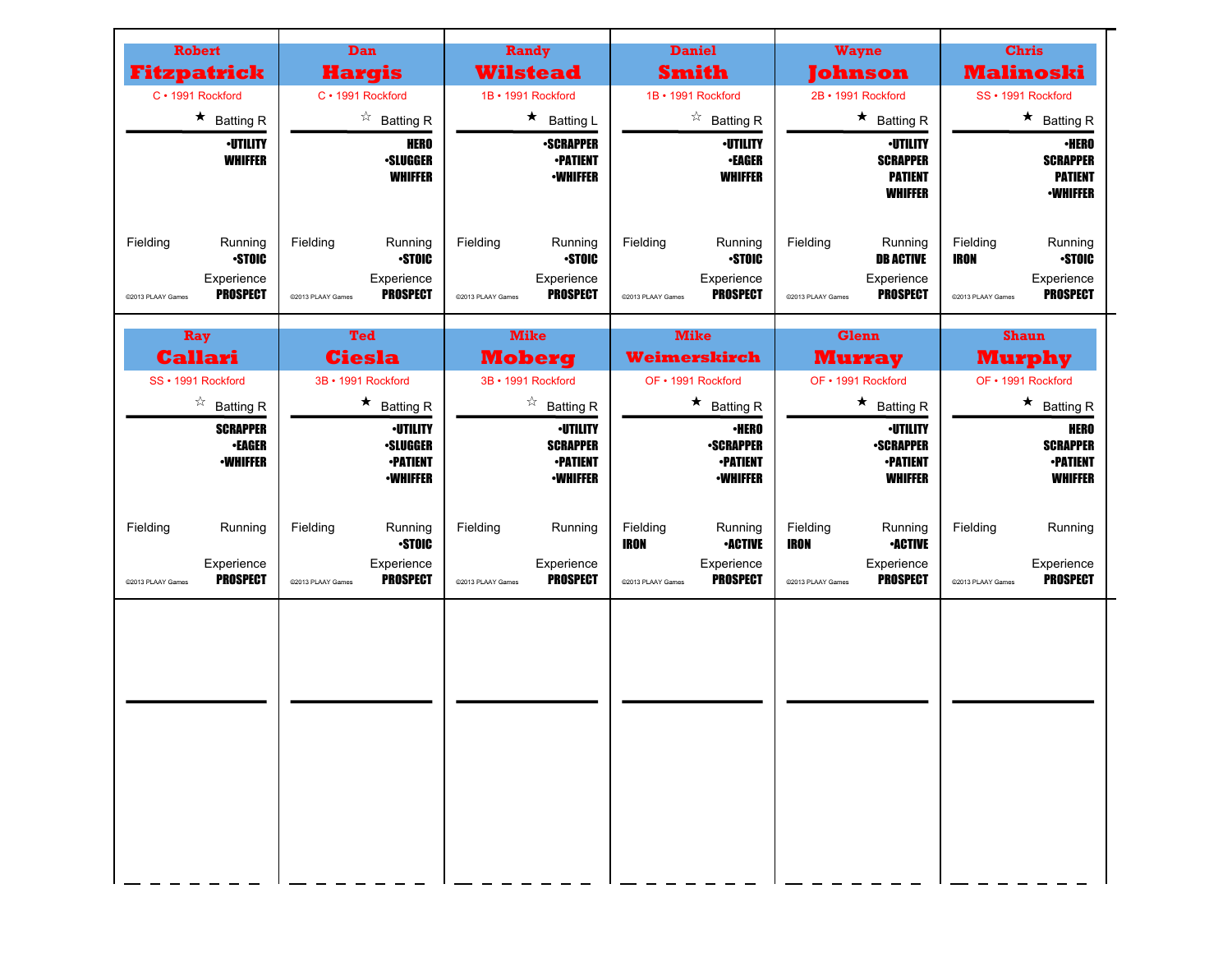## Robert Fitzpatrick

C • 1991 Rockford

★ Batting R

•UTILITY
WHIFFER

Fielding

Running
•STOIC

Experience
PROSPECT

©2013 PLAAY Games

## Dan Hargis

C • 1991 Rockford

☆ Batting R

HERO
•SLUGGER
WHIFFER

Fielding

Running
•STOIC

Experience
PROSPECT

©2013 PLAAY Games

## Randy Wilstead

1B • 1991 Rockford

★ Batting L

•SCRAPPER
•PATIENT
•WHIFFER

Fielding

Running
•STOIC

Experience
PROSPECT

©2013 PLAAY Games

## Daniel Smith

1B • 1991 Rockford

☆ Batting R

•UTILITY
•EAGER
WHIFFER

Fielding

Running
•STOIC

Experience
PROSPECT

©2013 PLAAY Games

## Wayne Johnson

2B • 1991 Rockford

★ Batting R

•UTILITY
SCRAPPER
PATIENT
WHIFFER

Fielding

Running
DB ACTIVE

Experience
PROSPECT

©2013 PLAAY Games

## Chris Malinoski

SS • 1991 Rockford

★ Batting R

•HERO
SCRAPPER
PATIENT
•WHIFFER

Fielding
IRON

Running
•STOIC

Experience
PROSPECT

©2013 PLAAY Games

## Ray Callari

SS • 1991 Rockford

☆ Batting R

SCRAPPER
•EAGER
•WHIFFER

Fielding

Running

Experience
PROSPECT

©2013 PLAAY Games

## Ted Ciesla

3B • 1991 Rockford

★ Batting R

•UTILITY
•SLUGGER
•PATIENT
•WHIFFER

Fielding

Running
•STOIC

Experience
PROSPECT

©2013 PLAAY Games

## Mike Moberg

3B • 1991 Rockford

☆ Batting R

•UTILITY
SCRAPPER
•PATIENT
•WHIFFER

Fielding

Running

Experience
PROSPECT

©2013 PLAAY Games

## Mike Weimerskirch

OF • 1991 Rockford

★ Batting R

•HERO
•SCRAPPER
•PATIENT
•WHIFFER

Fielding
IRON

Running
•ACTIVE

Experience
PROSPECT

©2013 PLAAY Games

## Glenn Murray

OF • 1991 Rockford

★ Batting R

•UTILITY
•SCRAPPER
•PATIENT
WHIFFER

Fielding
IRON

Running
•ACTIVE

Experience
PROSPECT

©2013 PLAAY Games

## Shaun Murphy

OF • 1991 Rockford

★ Batting R

HERO
SCRAPPER
•PATIENT
WHIFFER

Fielding

Running

Experience
PROSPECT

©2013 PLAAY Games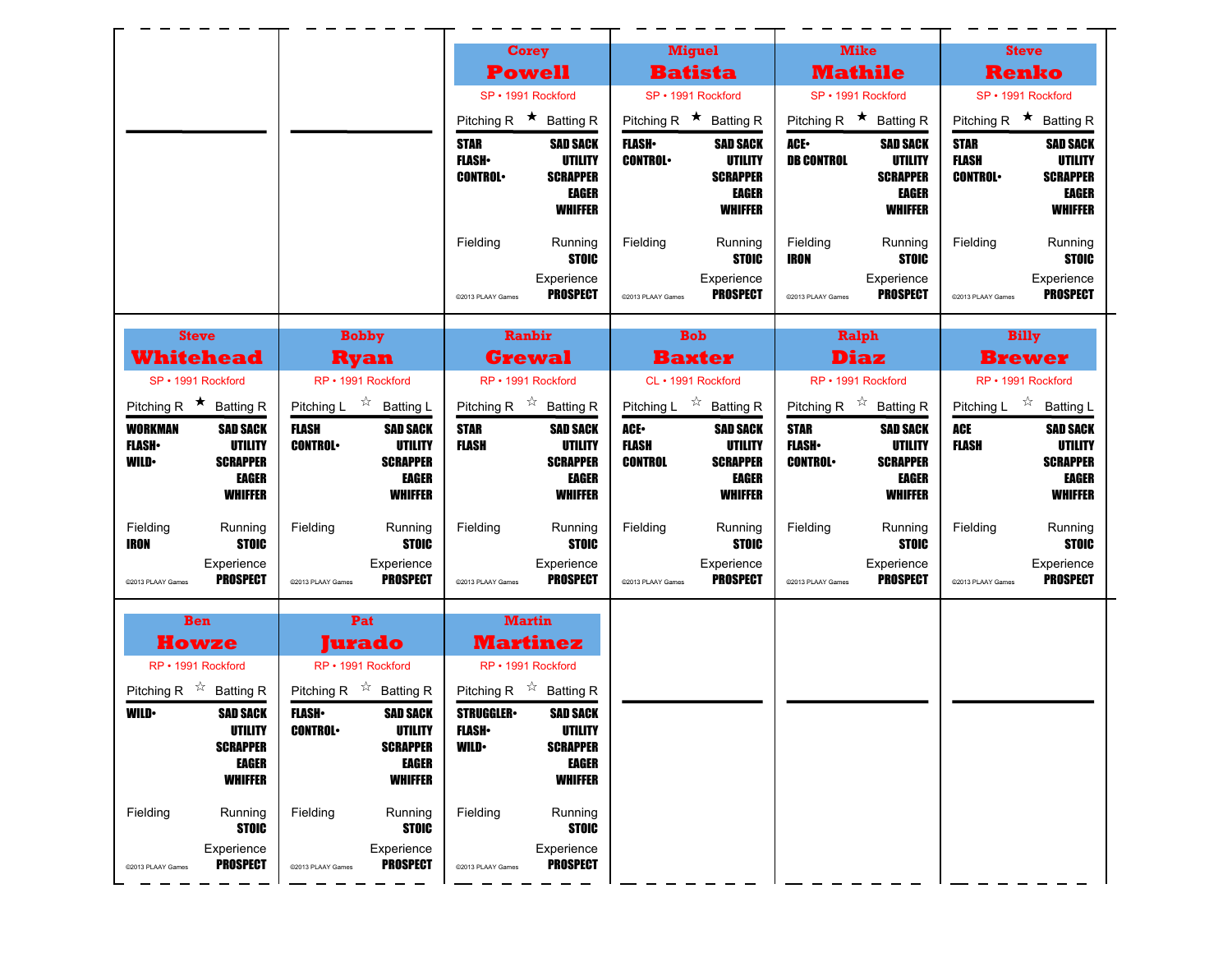## Corey Powell

SP • 1991 Rockford

Pitching R ★ Batting R

| Pitching | Batting |
|---|---|
| STAR | SAD SACK |
| FLASH• | UTILITY |
| CONTROL• | SCRAPPER |
| | EAGER |
| | WHIFFER |

Fielding

Running: STOIC

Experience: PROSPECT

©2013 PLAAY Games

## Miguel Batista

SP • 1991 Rockford

Pitching R ★ Batting R

| Pitching | Batting |
|---|---|
| FLASH• | SAD SACK |
| CONTROL• | UTILITY |
| | SCRAPPER |
| | EAGER |
| | WHIFFER |

Fielding

Running: STOIC

Experience: PROSPECT

©2013 PLAAY Games

## Mike Mathile

SP • 1991 Rockford

Pitching R ★ Batting R

| Pitching | Batting |
|---|---|
| ACE• | SAD SACK |
| DB CONTROL | UTILITY |
| | SCRAPPER |
| | EAGER |
| | WHIFFER |

Fielding: IRON

Running: STOIC

Experience: PROSPECT

©2013 PLAAY Games

## Steve Renko

SP • 1991 Rockford

Pitching R ★ Batting R

| Pitching | Batting |
|---|---|
| STAR | SAD SACK |
| FLASH | UTILITY |
| CONTROL• | SCRAPPER |
| | EAGER |
| | WHIFFER |

Fielding

Running: STOIC

Experience: PROSPECT

©2013 PLAAY Games

## Steve Whitehead

SP • 1991 Rockford

Pitching R ★ Batting R

| Pitching | Batting |
|---|---|
| WORKMAN | SAD SACK |
| FLASH• | UTILITY |
| WILD• | SCRAPPER |
| | EAGER |
| | WHIFFER |

Fielding: IRON

Running: STOIC

Experience: PROSPECT

©2013 PLAAY Games

## Bobby Ryan

RP • 1991 Rockford

Pitching L ☆ Batting L

| Pitching | Batting |
|---|---|
| FLASH | SAD SACK |
| CONTROL• | UTILITY |
| | SCRAPPER |
| | EAGER |
| | WHIFFER |

Fielding

Running: STOIC

Experience: PROSPECT

©2013 PLAAY Games

## Ranbir Grewal

RP • 1991 Rockford

Pitching R ☆ Batting R

| Pitching | Batting |
|---|---|
| STAR | SAD SACK |
| FLASH | UTILITY |
| | SCRAPPER |
| | EAGER |
| | WHIFFER |

Fielding

Running: STOIC

Experience: PROSPECT

©2013 PLAAY Games

## Bob Baxter

CL • 1991 Rockford

Pitching L ☆ Batting R

| Pitching | Batting |
|---|---|
| ACE• | SAD SACK |
| FLASH | UTILITY |
| CONTROL | SCRAPPER |
| | EAGER |
| | WHIFFER |

Fielding

Running: STOIC

Experience: PROSPECT

©2013 PLAAY Games

## Ralph Diaz

RP • 1991 Rockford

Pitching R ☆ Batting R

| Pitching | Batting |
|---|---|
| STAR | SAD SACK |
| FLASH• | UTILITY |
| CONTROL• | SCRAPPER |
| | EAGER |
| | WHIFFER |

Fielding

Running: STOIC

Experience: PROSPECT

©2013 PLAAY Games

## Billy Brewer

RP • 1991 Rockford

Pitching L ☆ Batting L

| Pitching | Batting |
|---|---|
| ACE | SAD SACK |
| FLASH | UTILITY |
| | SCRAPPER |
| | EAGER |
| | WHIFFER |

Fielding

Running: STOIC

Experience: PROSPECT

©2013 PLAAY Games

## Ben Howze

RP • 1991 Rockford

Pitching R ☆ Batting R

| Pitching | Batting |
|---|---|
| WILD• | SAD SACK |
| | UTILITY |
| | SCRAPPER |
| | EAGER |
| | WHIFFER |

Fielding

Running: STOIC

Experience: PROSPECT

©2013 PLAAY Games

## Pat Jurado

RP • 1991 Rockford

Pitching R ☆ Batting R

| Pitching | Batting |
|---|---|
| FLASH• | SAD SACK |
| CONTROL• | UTILITY |
| | SCRAPPER |
| | EAGER |
| | WHIFFER |

Fielding

Running: STOIC

Experience: PROSPECT

©2013 PLAAY Games

## Martin Martinez

RP • 1991 Rockford

Pitching R ☆ Batting R

| Pitching | Batting |
|---|---|
| STRUGGLER• | SAD SACK |
| FLASH• | UTILITY |
| WILD• | SCRAPPER |
| | EAGER |
| | WHIFFER |

Fielding

Running: STOIC

Experience: PROSPECT

©2013 PLAAY Games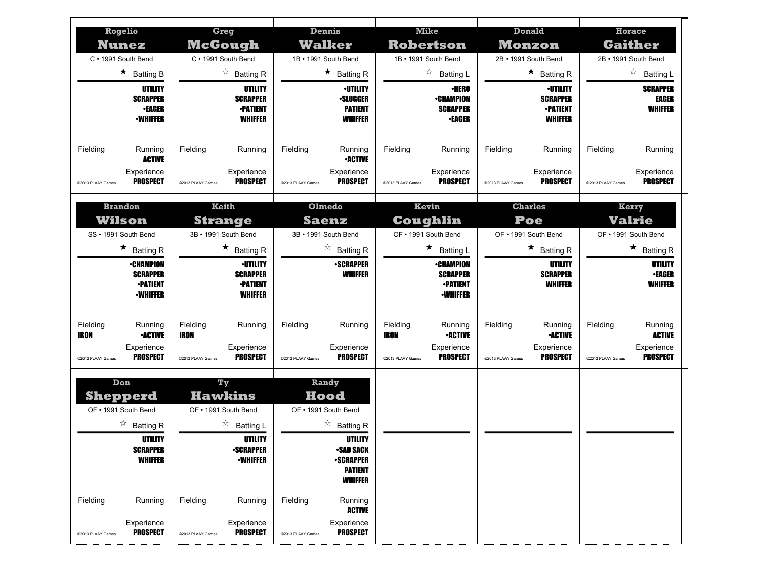## Rogelio Nunez

C • 1991 South Bend

★ Batting B

UTILITY
SCRAPPER
•EAGER
•WHIFFER

Fielding

Running
ACTIVE

Experience
PROSPECT

©2013 PLAAY Games

## Greg McGough

C • 1991 South Bend

☆ Batting R

UTILITY
SCRAPPER
•PATIENT
WHIFFER

Fielding

Running

Experience
PROSPECT

©2013 PLAAY Games

## Dennis Walker

1B • 1991 South Bend

★ Batting R

•UTILITY
•SLUGGER
PATIENT
WHIFFER

Fielding

Running
•ACTIVE

Experience
PROSPECT

©2013 PLAAY Games

## Mike Robertson

1B • 1991 South Bend

☆ Batting L

•HERO
•CHAMPION
SCRAPPER
•EAGER

Fielding

Running

Experience
PROSPECT

©2013 PLAAY Games

## Donald Monzon

2B • 1991 South Bend

★ Batting R

•UTILITY
SCRAPPER
•PATIENT
WHIFFER

Fielding

Running

Experience
PROSPECT

©2013 PLAAY Games

## Horace Gaither

2B • 1991 South Bend

☆ Batting L

SCRAPPER
EAGER
WHIFFER

Fielding

Running

Experience
PROSPECT

©2013 PLAAY Games

## Brandon Wilson

SS • 1991 South Bend

★ Batting R

•CHAMPION
SCRAPPER
•PATIENT
•WHIFFER

Fielding
IRON

Running
•ACTIVE

Experience
PROSPECT

©2013 PLAAY Games

## Keith Strange

3B • 1991 South Bend

★ Batting R

•UTILITY
SCRAPPER
•PATIENT
WHIFFER

Fielding
IRON

Running

Experience
PROSPECT

©2013 PLAAY Games

## Olmedo Saenz

3B • 1991 South Bend

☆ Batting R

•SCRAPPER
WHIFFER

Fielding

Running

Experience
PROSPECT

©2013 PLAAY Games

## Kevin Coughlin

OF • 1991 South Bend

★ Batting L

•CHAMPION
SCRAPPER
•PATIENT
•WHIFFER

Fielding
IRON

Running
•ACTIVE

Experience
PROSPECT

©2013 PLAAY Games

## Charles Poe

OF • 1991 South Bend

★ Batting R

UTILITY
SCRAPPER
WHIFFER

Fielding

Running
•ACTIVE

Experience
PROSPECT

©2013 PLAAY Games

## Kerry Valrie

OF • 1991 South Bend

★ Batting R

UTILITY
•EAGER
WHIFFER

Fielding

Running
ACTIVE

Experience
PROSPECT

©2013 PLAAY Games

## Don Shepperd

OF • 1991 South Bend

☆ Batting R

UTILITY
SCRAPPER
WHIFFER

Fielding

Running

Experience
PROSPECT

©2013 PLAAY Games

## Ty Hawkins

OF • 1991 South Bend

☆ Batting L

UTILITY
•SCRAPPER
•WHIFFER

Fielding

Running

Experience
PROSPECT

©2013 PLAAY Games

## Randy Hood

OF • 1991 South Bend

☆ Batting R

UTILITY
•SAD SACK
•SCRAPPER
PATIENT
WHIFFER

Fielding

Running
ACTIVE

Experience
PROSPECT

©2013 PLAAY Games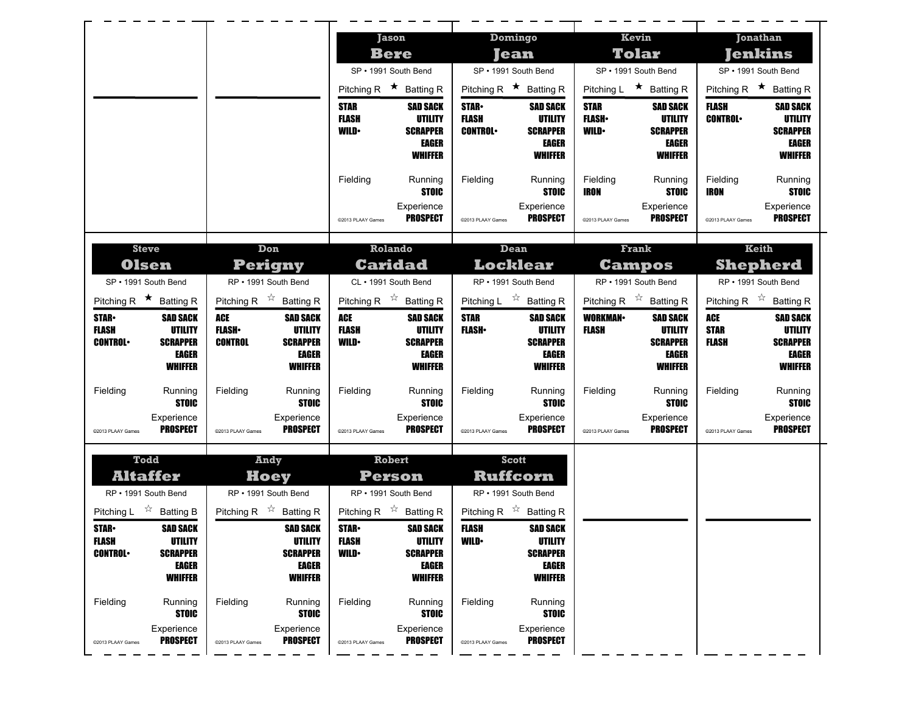## Jason Bere

SP • 1991 South Bend

Pitching R ★ Batting R

| Pitching | Batting |
|---|---|
| STAR | SAD SACK |
| FLASH | UTILITY |
| WILD• | SCRAPPER |
| | EAGER |
| | WHIFFER |

Fielding

Running: STOIC

Experience: PROSPECT

©2013 PLAAY Games

## Domingo Jean

SP • 1991 South Bend

Pitching R ★ Batting R

| Pitching | Batting |
|---|---|
| STAR• | SAD SACK |
| FLASH | UTILITY |
| CONTROL• | SCRAPPER |
| | EAGER |
| | WHIFFER |

Fielding

Running: STOIC

Experience: PROSPECT

©2013 PLAAY Games

## Kevin Tolar

SP • 1991 South Bend

Pitching L ★ Batting R

| Pitching | Batting |
|---|---|
| STAR | SAD SACK |
| FLASH• | UTILITY |
| WILD• | SCRAPPER |
| | EAGER |
| | WHIFFER |

Fielding: IRON

Running: STOIC

Experience: PROSPECT

©2013 PLAAY Games

## Jonathan Jenkins

SP • 1991 South Bend

Pitching R ★ Batting R

| Pitching | Batting |
|---|---|
| FLASH | SAD SACK |
| CONTROL• | UTILITY |
| | SCRAPPER |
| | EAGER |
| | WHIFFER |

Fielding: IRON

Running: STOIC

Experience: PROSPECT

©2013 PLAAY Games

## Steve Olsen

SP • 1991 South Bend

Pitching R ★ Batting R

| Pitching | Batting |
|---|---|
| STAR• | SAD SACK |
| FLASH | UTILITY |
| CONTROL• | SCRAPPER |
| | EAGER |
| | WHIFFER |

Fielding

Running: STOIC

Experience: PROSPECT

©2013 PLAAY Games

## Don Perigny

RP • 1991 South Bend

Pitching R ☆ Batting R

| Pitching | Batting |
|---|---|
| ACE | SAD SACK |
| FLASH• | UTILITY |
| CONTROL | SCRAPPER |
| | EAGER |
| | WHIFFER |

Fielding

Running: STOIC

Experience: PROSPECT

©2013 PLAAY Games

## Rolando Caridad

CL • 1991 South Bend

Pitching R ☆ Batting R

| Pitching | Batting |
|---|---|
| ACE | SAD SACK |
| FLASH | UTILITY |
| WILD• | SCRAPPER |
| | EAGER |
| | WHIFFER |

Fielding

Running: STOIC

Experience: PROSPECT

©2013 PLAAY Games

## Dean Locklear

RP • 1991 South Bend

Pitching L ☆ Batting R

| Pitching | Batting |
|---|---|
| STAR | SAD SACK |
| FLASH• | UTILITY |
| | SCRAPPER |
| | EAGER |
| | WHIFFER |

Fielding

Running: STOIC

Experience: PROSPECT

©2013 PLAAY Games

## Frank Campos

RP • 1991 South Bend

Pitching R ☆ Batting R

| Pitching | Batting |
|---|---|
| WORKMAN• | SAD SACK |
| FLASH | UTILITY |
| | SCRAPPER |
| | EAGER |
| | WHIFFER |

Fielding

Running: STOIC

Experience: PROSPECT

©2013 PLAAY Games

## Keith Shepherd

RP • 1991 South Bend

Pitching R ☆ Batting R

| Pitching | Batting |
|---|---|
| ACE | SAD SACK |
| STAR | UTILITY |
| FLASH | SCRAPPER |
| | EAGER |
| | WHIFFER |

Fielding

Running: STOIC

Experience: PROSPECT

©2013 PLAAY Games

## Todd Altaffer

RP • 1991 South Bend

Pitching L ☆ Batting B

| Pitching | Batting |
|---|---|
| STAR• | SAD SACK |
| FLASH | UTILITY |
| CONTROL• | SCRAPPER |
| | EAGER |
| | WHIFFER |

Fielding

Running: STOIC

Experience: PROSPECT

©2013 PLAAY Games

## Andy Hoey

RP • 1991 South Bend

Pitching R ☆ Batting R

| Pitching | Batting |
|---|---|
| | SAD SACK |
| | UTILITY |
| | SCRAPPER |
| | EAGER |
| | WHIFFER |

Fielding

Running: STOIC

Experience: PROSPECT

©2013 PLAAY Games

## Robert Person

RP • 1991 South Bend

Pitching R ☆ Batting R

| Pitching | Batting |
|---|---|
| STAR• | SAD SACK |
| FLASH | UTILITY |
| WILD• | SCRAPPER |
| | EAGER |
| | WHIFFER |

Fielding

Running: STOIC

Experience: PROSPECT

©2013 PLAAY Games

## Scott Ruffcorn

RP • 1991 South Bend

Pitching R ☆ Batting R

| Pitching | Batting |
|---|---|
| FLASH | SAD SACK |
| WILD• | UTILITY |
| | SCRAPPER |
| | EAGER |
| | WHIFFER |

Fielding

Running: STOIC

Experience: PROSPECT

©2013 PLAAY Games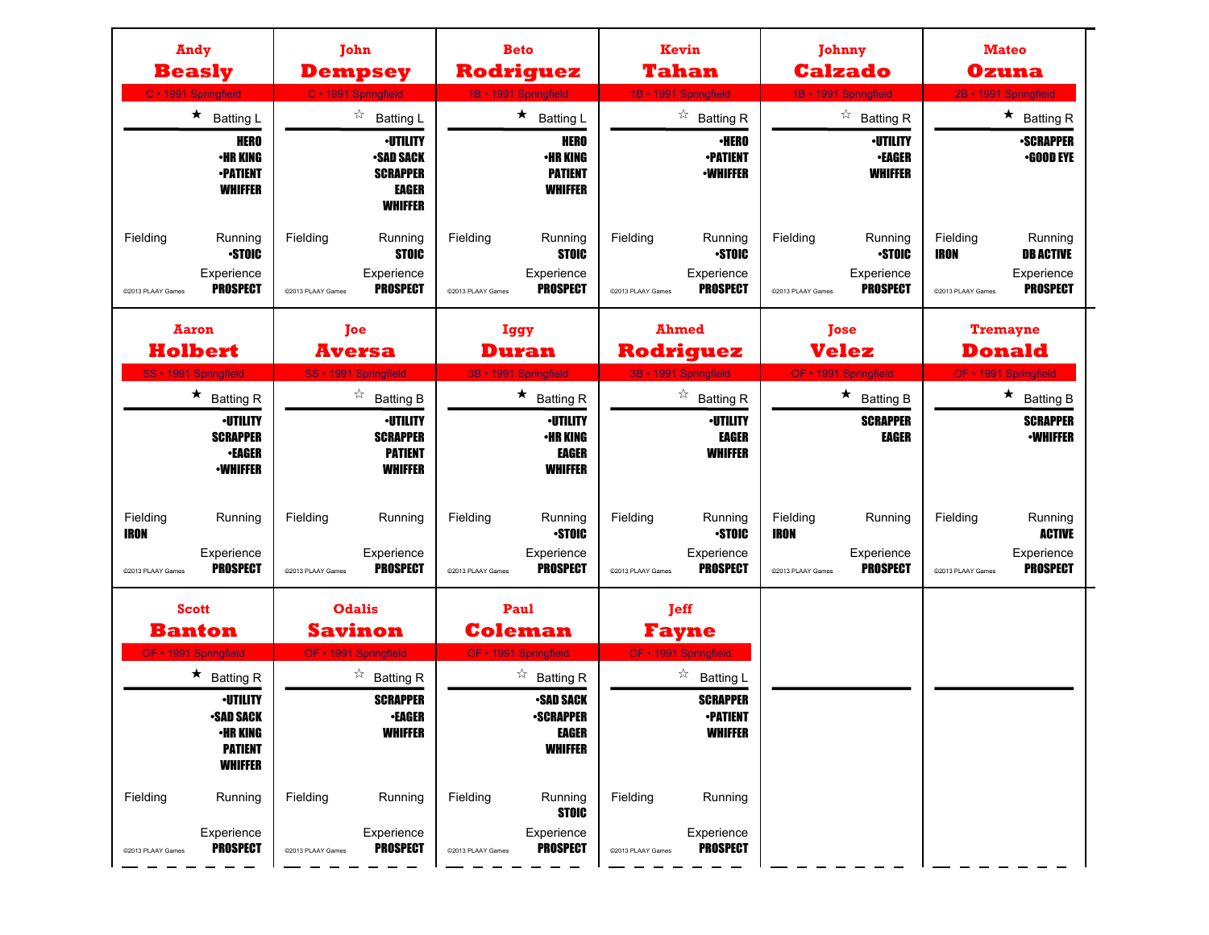## Andy Beasly

C • 1991 Springfield

★ Batting L

HERO
•HR KING
•PATIENT
WHIFFER

Fielding

Running
•STOIC

Experience
PROSPECT

©2013 PLAAY Games

## John Dempsey

C • 1991 Springfield

☆ Batting L

•UTILITY
•SAD SACK
SCRAPPER
EAGER
WHIFFER

Fielding

Running
STOIC

Experience
PROSPECT

©2013 PLAAY Games

## Beto Rodriguez

1B • 1991 Springfield

★ Batting L

HERO
•HR KING
PATIENT
WHIFFER

Fielding

Running
STOIC

Experience
PROSPECT

©2013 PLAAY Games

## Kevin Tahan

1B • 1991 Springfield

☆ Batting R

•HERO
•PATIENT
•WHIFFER

Fielding

Running
•STOIC

Experience
PROSPECT

©2013 PLAAY Games

## Johnny Calzado

1B • 1991 Springfield

☆ Batting R

•UTILITY
•EAGER
WHIFFER

Fielding

Running
•STOIC

Experience
PROSPECT

©2013 PLAAY Games

## Mateo Ozuna

2B • 1991 Springfield

★ Batting R

•SCRAPPER
•GOOD EYE

Fielding
IRON

Running
DB ACTIVE

Experience
PROSPECT

©2013 PLAAY Games

## Aaron Holbert

SS • 1991 Springfield

★ Batting R

•UTILITY
SCRAPPER
•EAGER
•WHIFFER

Fielding
IRON

Running

Experience
PROSPECT

©2013 PLAAY Games

## Joe Aversa

SS • 1991 Springfield

☆ Batting B

•UTILITY
SCRAPPER
PATIENT
WHIFFER

Fielding

Running

Experience
PROSPECT

©2013 PLAAY Games

## Iggy Duran

3B • 1991 Springfield

★ Batting R

•UTILITY
•HR KING
EAGER
WHIFFER

Fielding

Running
•STOIC

Experience
PROSPECT

©2013 PLAAY Games

## Ahmed Rodriguez

3B • 1991 Springfield

☆ Batting R

•UTILITY
EAGER
WHIFFER

Fielding

Running
•STOIC

Experience
PROSPECT

©2013 PLAAY Games

## Jose Velez

OF • 1991 Springfield

★ Batting B

SCRAPPER
EAGER

Fielding
IRON

Running

Experience
PROSPECT

©2013 PLAAY Games

## Tremayne Donald

OF • 1991 Springfield

★ Batting B

SCRAPPER
•WHIFFER

Fielding

Running
ACTIVE

Experience
PROSPECT

©2013 PLAAY Games

## Scott Banton

OF • 1991 Springfield

★ Batting R

•UTILITY
•SAD SACK
•HR KING
PATIENT
WHIFFER

Fielding

Running

Experience
PROSPECT

©2013 PLAAY Games

## Odalis Savinon

OF • 1991 Springfield

☆ Batting R

SCRAPPER
•EAGER
WHIFFER

Fielding

Running

Experience
PROSPECT

©2013 PLAAY Games

## Paul Coleman

OF • 1991 Springfield

☆ Batting R

•SAD SACK
•SCRAPPER
EAGER
WHIFFER

Fielding

Running
STOIC

Experience
PROSPECT

©2013 PLAAY Games

## Jeff Fayne

OF • 1991 Springfield

☆ Batting L

SCRAPPER
•PATIENT
WHIFFER

Fielding

Running

Experience
PROSPECT

©2013 PLAAY Games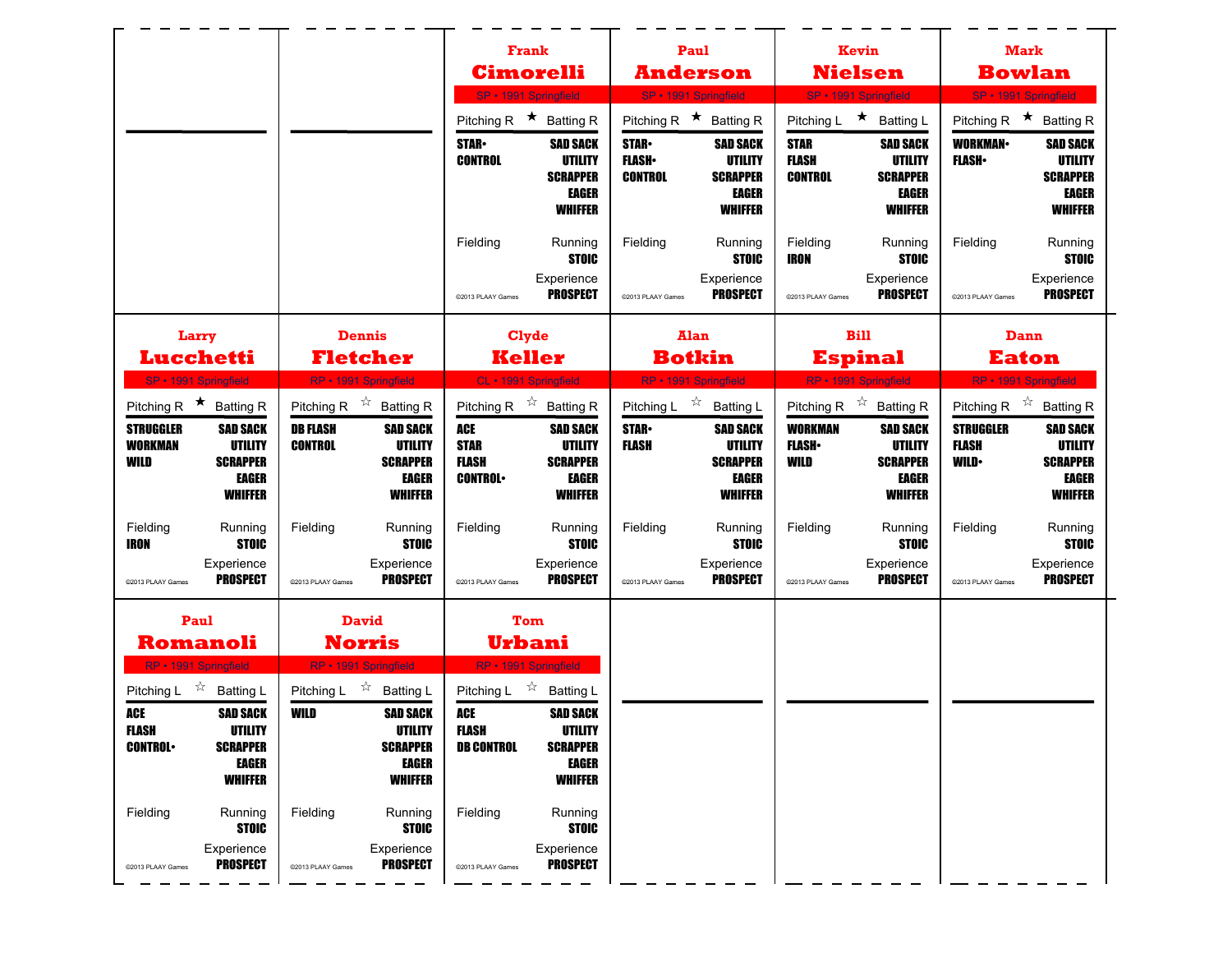## Frank Cimorelli

SP • 1991 Springfield

Pitching R ★ Batting R

**STAR•**
**CONTROL**

**SAD SACK**
**UTILITY**
**SCRAPPER**
**EAGER**
**WHIFFER**

Fielding

Running
**STOIC**

Experience
**PROSPECT**

©2013 PLAAY Games

## Paul Anderson

SP • 1991 Springfield

Pitching R ★ Batting R

**STAR•**
**FLASH•**
**CONTROL**

**SAD SACK**
**UTILITY**
**SCRAPPER**
**EAGER**
**WHIFFER**

Fielding

Running
**STOIC**

Experience
**PROSPECT**

©2013 PLAAY Games

## Kevin Nielsen

SP • 1991 Springfield

Pitching L ★ Batting L

**STAR**
**FLASH**
**CONTROL**

**SAD SACK**
**UTILITY**
**SCRAPPER**
**EAGER**
**WHIFFER**

Fielding
**IRON**

Running
**STOIC**

Experience
**PROSPECT**

©2013 PLAAY Games

## Mark Bowlan

SP • 1991 Springfield

Pitching R ★ Batting R

**WORKMAN•**
**FLASH•**

**SAD SACK**
**UTILITY**
**SCRAPPER**
**EAGER**
**WHIFFER**

Fielding

Running
**STOIC**

Experience
**PROSPECT**

©2013 PLAAY Games

## Larry Lucchetti

SP • 1991 Springfield

Pitching R ★ Batting R

**STRUGGLER**
**WORKMAN**
**WILD**

**SAD SACK**
**UTILITY**
**SCRAPPER**
**EAGER**
**WHIFFER**

Fielding
**IRON**

Running
**STOIC**

Experience
**PROSPECT**

©2013 PLAAY Games

## Dennis Fletcher

RP • 1991 Springfield

Pitching R ☆ Batting R

**DB FLASH**
**CONTROL**

**SAD SACK**
**UTILITY**
**SCRAPPER**
**EAGER**
**WHIFFER**

Fielding

Running
**STOIC**

Experience
**PROSPECT**

©2013 PLAAY Games

## Clyde Keller

CL • 1991 Springfield

Pitching R ☆ Batting R

**ACE**
**STAR**
**FLASH**
**CONTROL•**

**SAD SACK**
**UTILITY**
**SCRAPPER**
**EAGER**
**WHIFFER**

Fielding

Running
**STOIC**

Experience
**PROSPECT**

©2013 PLAAY Games

## Alan Botkin

RP • 1991 Springfield

Pitching L ☆ Batting L

**STAR•**
**FLASH**

**SAD SACK**
**UTILITY**
**SCRAPPER**
**EAGER**
**WHIFFER**

Fielding

Running
**STOIC**

Experience
**PROSPECT**

©2013 PLAAY Games

## Bill Espinal

RP • 1991 Springfield

Pitching R ☆ Batting R

**WORKMAN**
**FLASH•**
**WILD**

**SAD SACK**
**UTILITY**
**SCRAPPER**
**EAGER**
**WHIFFER**

Fielding

Running
**STOIC**

Experience
**PROSPECT**

©2013 PLAAY Games

## Dann Eaton

RP • 1991 Springfield

Pitching R ☆ Batting R

**STRUGGLER**
**FLASH**
**WILD•**

**SAD SACK**
**UTILITY**
**SCRAPPER**
**EAGER**
**WHIFFER**

Fielding

Running
**STOIC**

Experience
**PROSPECT**

©2013 PLAAY Games

## Paul Romanoli

RP • 1991 Springfield

Pitching L ☆ Batting L

**ACE**
**FLASH**
**CONTROL•**

**SAD SACK**
**UTILITY**
**SCRAPPER**
**EAGER**
**WHIFFER**

Fielding

Running
**STOIC**

Experience
**PROSPECT**

©2013 PLAAY Games

## David Norris

RP • 1991 Springfield

Pitching L ☆ Batting L

**WILD**

**SAD SACK**
**UTILITY**
**SCRAPPER**
**EAGER**
**WHIFFER**

Fielding

Running
**STOIC**

Experience
**PROSPECT**

©2013 PLAAY Games

## Tom Urbani

RP • 1991 Springfield

Pitching L ☆ Batting L

**ACE**
**FLASH**
**DB CONTROL**

**SAD SACK**
**UTILITY**
**SCRAPPER**
**EAGER**
**WHIFFER**

Fielding

Running
**STOIC**

Experience
**PROSPECT**

©2013 PLAAY Games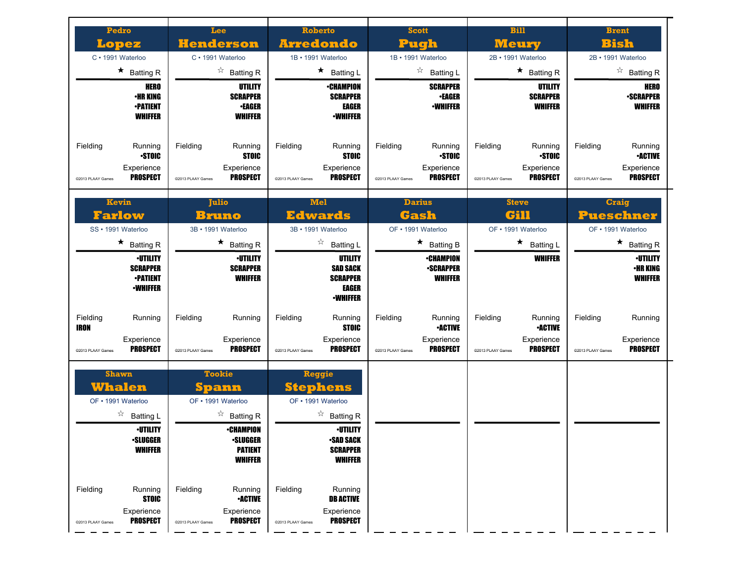## Pedro Lopez

C • 1991 Waterloo

★ Batting R

HERO
•HR KING
•PATIENT
WHIFFER

Fielding

Running
•STOIC

Experience
PROSPECT

©2013 PLAAY Games

## Lee Henderson

C • 1991 Waterloo

☆ Batting R

UTILITY
SCRAPPER
•EAGER
WHIFFER

Fielding

Running
STOIC

Experience
PROSPECT

©2013 PLAAY Games

## Roberto Arredondo

1B • 1991 Waterloo

★ Batting L

•CHAMPION
SCRAPPER
EAGER
•WHIFFER

Fielding

Running
STOIC

Experience
PROSPECT

©2013 PLAAY Games

## Scott Pugh

1B • 1991 Waterloo

☆ Batting L

SCRAPPER
•EAGER
•WHIFFER

Fielding

Running
•STOIC

Experience
PROSPECT

©2013 PLAAY Games

## Bill Meury

2B • 1991 Waterloo

★ Batting R

UTILITY
SCRAPPER
WHIFFER

Fielding

Running
•STOIC

Experience
PROSPECT

©2013 PLAAY Games

## Brent Bish

2B • 1991 Waterloo

☆ Batting R

HERO
•SCRAPPER
WHIFFER

Fielding

Running
•ACTIVE

Experience
PROSPECT

©2013 PLAAY Games

## Kevin Farlow

SS • 1991 Waterloo

★ Batting R

•UTILITY
SCRAPPER
•PATIENT
•WHIFFER

Fielding
IRON

Running

Experience
PROSPECT

©2013 PLAAY Games

## Julio Bruno

3B • 1991 Waterloo

★ Batting R

•UTILITY
SCRAPPER
WHIFFER

Fielding

Running

Experience
PROSPECT

©2013 PLAAY Games

## Mel Edwards

3B • 1991 Waterloo

☆ Batting L

UTILITY
SAD SACK
SCRAPPER
EAGER
•WHIFFER

Fielding

Running
STOIC

Experience
PROSPECT

©2013 PLAAY Games

## Darius Gash

OF • 1991 Waterloo

★ Batting B

•CHAMPION
•SCRAPPER
WHIFFER

Fielding

Running
•ACTIVE

Experience
PROSPECT

©2013 PLAAY Games

## Steve Gill

OF • 1991 Waterloo

★ Batting L

WHIFFER

Fielding

Running
•ACTIVE

Experience
PROSPECT

©2013 PLAAY Games

## Craig Pueschner

OF • 1991 Waterloo

★ Batting R

•UTILITY
•HR KING
WHIFFER

Fielding

Running

Experience
PROSPECT

©2013 PLAAY Games

## Shawn Whalen

OF • 1991 Waterloo

☆ Batting L

•UTILITY
•SLUGGER
WHIFFER

Fielding

Running
STOIC

Experience
PROSPECT

©2013 PLAAY Games

## Tookie Spann

OF • 1991 Waterloo

☆ Batting R

•CHAMPION
•SLUGGER
PATIENT
WHIFFER

Fielding

Running
•ACTIVE

Experience
PROSPECT

©2013 PLAAY Games

## Reggie Stephens

OF • 1991 Waterloo

☆ Batting R

•UTILITY
•SAD SACK
SCRAPPER
WHIFFER

Fielding

Running
DB ACTIVE

Experience
PROSPECT

©2013 PLAAY Games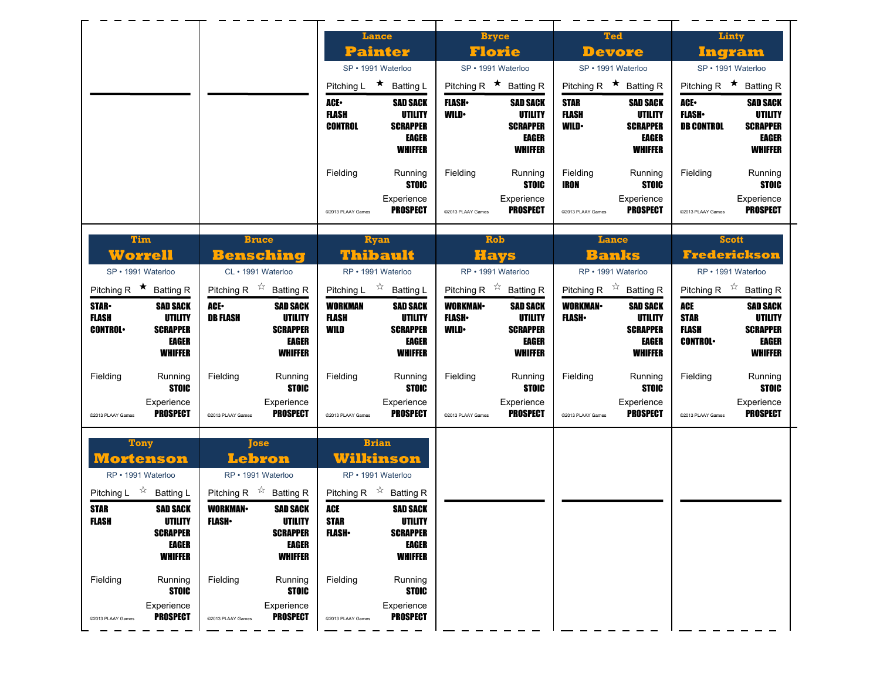## Lance Painter

SP • 1991 Waterloo

Pitching L ★ Batting L

| | |
|---|---|
| ACE• | SAD SACK |
| FLASH | UTILITY |
| CONTROL | SCRAPPER |
| | EAGER |
| | WHIFFER |

Fielding | Running: STOIC

Experience: PROSPECT

©2013 PLAAY Games

## Bryce Florie

SP • 1991 Waterloo

Pitching R ★ Batting R

| | |
|---|---|
| FLASH• | SAD SACK |
| WILD• | UTILITY |
| | SCRAPPER |
| | EAGER |
| | WHIFFER |

Fielding | Running: STOIC

Experience: PROSPECT

©2013 PLAAY Games

## Ted Devore

SP • 1991 Waterloo

Pitching R ★ Batting R

| | |
|---|---|
| STAR | SAD SACK |
| FLASH | UTILITY |
| WILD• | SCRAPPER |
| | EAGER |
| | WHIFFER |

Fielding: IRON | Running: STOIC

Experience: PROSPECT

©2013 PLAAY Games

## Linty Ingram

SP • 1991 Waterloo

Pitching R ★ Batting R

| | |
|---|---|
| ACE• | SAD SACK |
| FLASH• | UTILITY |
| DB CONTROL | SCRAPPER |
| | EAGER |
| | WHIFFER |

Fielding | Running: STOIC

Experience: PROSPECT

©2013 PLAAY Games

## Tim Worrell

SP • 1991 Waterloo

Pitching R ★ Batting R

| | |
|---|---|
| STAR• | SAD SACK |
| FLASH | UTILITY |
| CONTROL• | SCRAPPER |
| | EAGER |
| | WHIFFER |

Fielding | Running: STOIC

Experience: PROSPECT

©2013 PLAAY Games

## Bruce Bensching

CL • 1991 Waterloo

Pitching R ☆ Batting R

| | |
|---|---|
| ACE• | SAD SACK |
| DB FLASH | UTILITY |
| | SCRAPPER |
| | EAGER |
| | WHIFFER |

Fielding | Running: STOIC

Experience: PROSPECT

©2013 PLAAY Games

## Ryan Thibault

RP • 1991 Waterloo

Pitching L ☆ Batting L

| | |
|---|---|
| WORKMAN | SAD SACK |
| FLASH | UTILITY |
| WILD | SCRAPPER |
| | EAGER |
| | WHIFFER |

Fielding | Running: STOIC

Experience: PROSPECT

©2013 PLAAY Games

## Rob Hays

RP • 1991 Waterloo

Pitching R ☆ Batting R

| | |
|---|---|
| WORKMAN• | SAD SACK |
| FLASH• | UTILITY |
| WILD• | SCRAPPER |
| | EAGER |
| | WHIFFER |

Fielding | Running: STOIC

Experience: PROSPECT

©2013 PLAAY Games

## Lance Banks

RP • 1991 Waterloo

Pitching R ☆ Batting R

| | |
|---|---|
| WORKMAN• | SAD SACK |
| FLASH• | UTILITY |
| | SCRAPPER |
| | EAGER |
| | WHIFFER |

Fielding | Running: STOIC

Experience: PROSPECT

©2013 PLAAY Games

## Scott Frederickson

RP • 1991 Waterloo

Pitching R ☆ Batting R

| | |
|---|---|
| ACE | SAD SACK |
| STAR | UTILITY |
| FLASH | SCRAPPER |
| CONTROL• | EAGER |
| | WHIFFER |

Fielding | Running: STOIC

Experience: PROSPECT

©2013 PLAAY Games

## Tony Mortenson

RP • 1991 Waterloo

Pitching L ☆ Batting L

| | |
|---|---|
| STAR | SAD SACK |
| FLASH | UTILITY |
| | SCRAPPER |
| | EAGER |
| | WHIFFER |

Fielding | Running: STOIC

Experience: PROSPECT

©2013 PLAAY Games

## Jose Lebron

RP • 1991 Waterloo

Pitching R ☆ Batting R

| | |
|---|---|
| WORKMAN• | SAD SACK |
| FLASH• | UTILITY |
| | SCRAPPER |
| | EAGER |
| | WHIFFER |

Fielding | Running: STOIC

Experience: PROSPECT

©2013 PLAAY Games

## Brian Wilkinson

RP • 1991 Waterloo

Pitching R ☆ Batting R

| | |
|---|---|
| ACE | SAD SACK |
| STAR | UTILITY |
| FLASH• | SCRAPPER |
| | EAGER |
| | WHIFFER |

Fielding | Running: STOIC

Experience: PROSPECT

©2013 PLAAY Games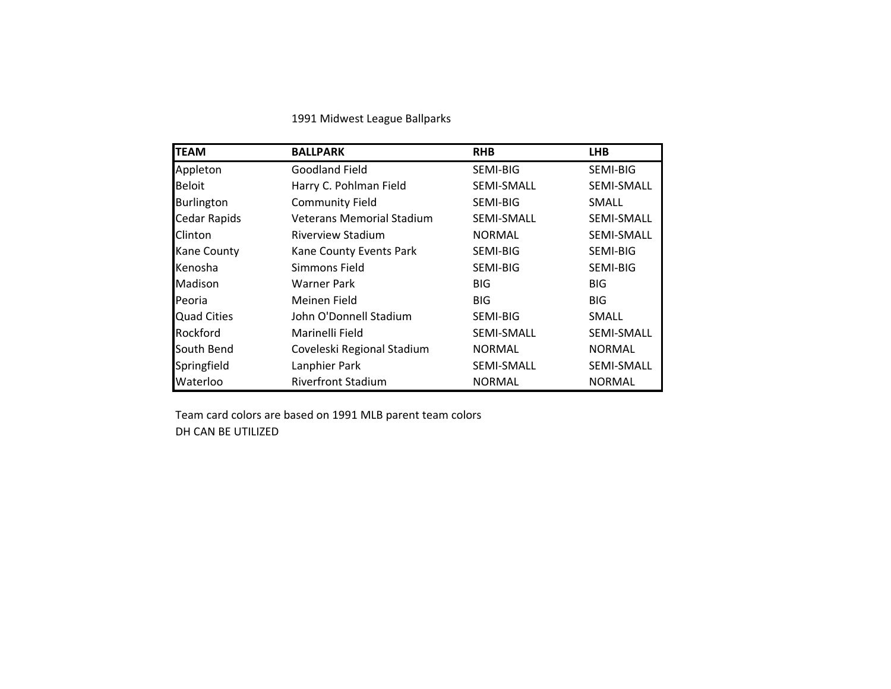1991 Midwest League Ballparks

| TEAM | BALLPARK | RHB | LHB |
| --- | --- | --- | --- |
| Appleton | Goodland Field | SEMI-BIG | SEMI-BIG |
| Beloit | Harry C. Pohlman Field | SEMI-SMALL | SEMI-SMALL |
| Burlington | Community Field | SEMI-BIG | SMALL |
| Cedar Rapids | Veterans Memorial Stadium | SEMI-SMALL | SEMI-SMALL |
| Clinton | Riverview Stadium | NORMAL | SEMI-SMALL |
| Kane County | Kane County Events Park | SEMI-BIG | SEMI-BIG |
| Kenosha | Simmons Field | SEMI-BIG | SEMI-BIG |
| Madison | Warner Park | BIG | BIG |
| Peoria | Meinen Field | BIG | BIG |
| Quad Cities | John O'Donnell Stadium | SEMI-BIG | SMALL |
| Rockford | Marinelli Field | SEMI-SMALL | SEMI-SMALL |
| South Bend | Coveleski Regional Stadium | NORMAL | NORMAL |
| Springfield | Lanphier Park | SEMI-SMALL | SEMI-SMALL |
| Waterloo | Riverfront Stadium | NORMAL | NORMAL |

Team card colors are based on 1991 MLB parent team colors

DH CAN BE UTILIZED